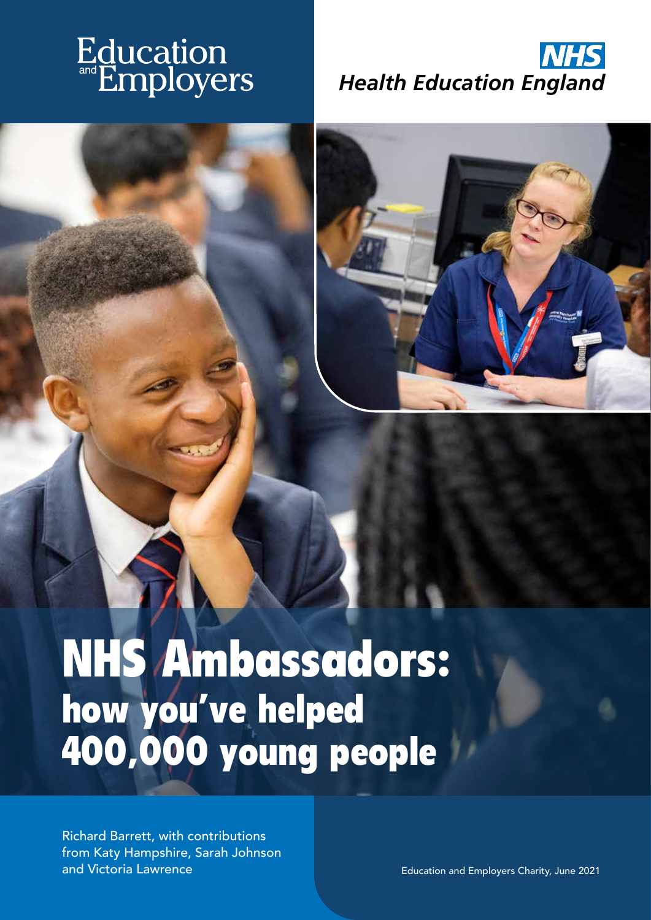Education and Employers

NHS Health Education England

# NHS Ambassadors: how you've helped 400,000 young people

Richard Barrett, with contributions from Katy Hampshire, Sarah Johnson and Victoria Lawrence

Education and Employers Charity, June 2021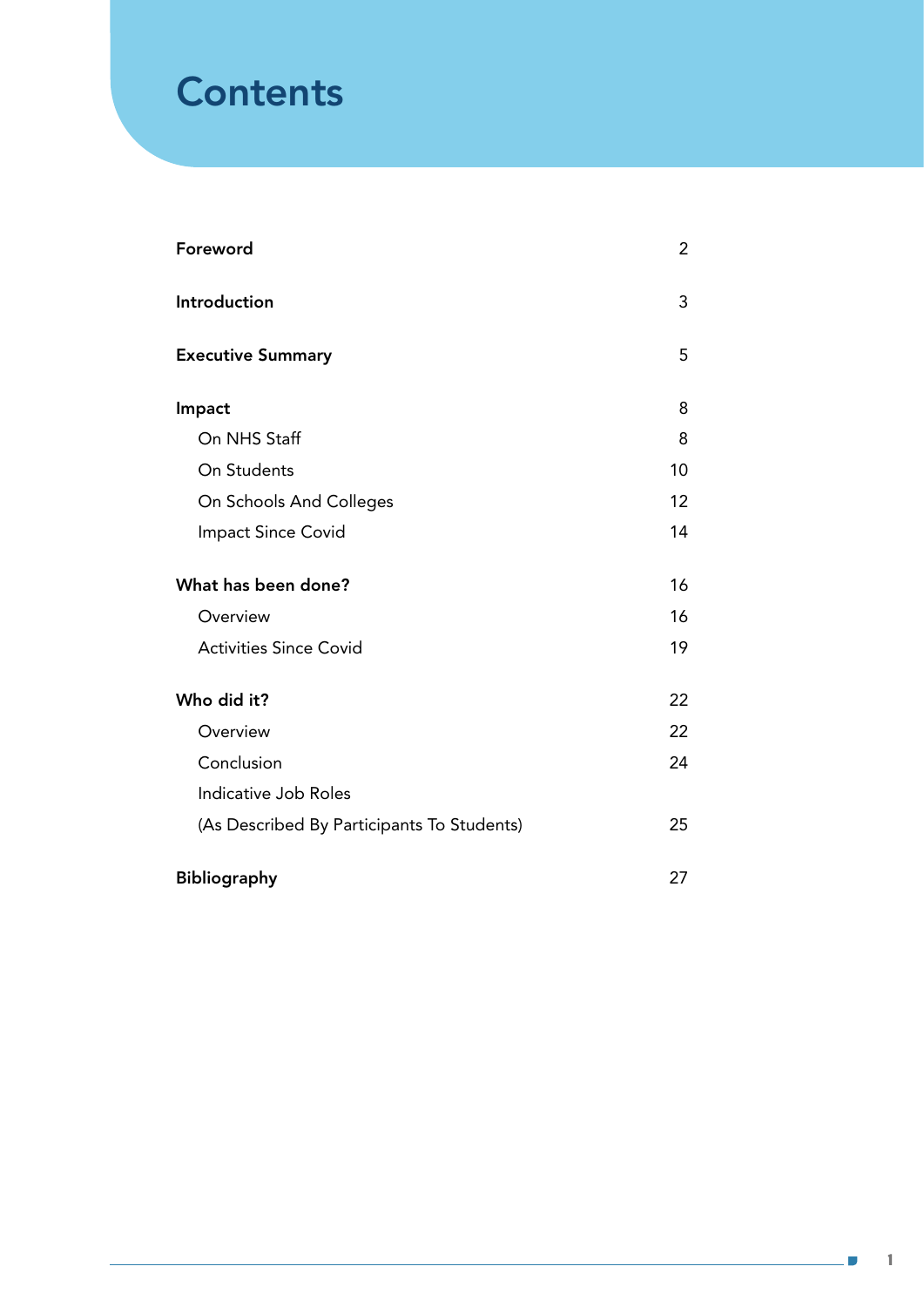# Contents

| | |
|---|---|
| **Foreword** | 2 |
| **Introduction** | 3 |
| **Executive Summary** | 5 |
| **Impact** | 8 |
| On NHS Staff | 8 |
| On Students | 10 |
| On Schools And Colleges | 12 |
| Impact Since Covid | 14 |
| **What has been done?** | 16 |
| Overview | 16 |
| Activities Since Covid | 19 |
| **Who did it?** | 22 |
| Overview | 22 |
| Conclusion | 24 |
| Indicative Job Roles (As Described By Participants To Students) | 25 |
| **Bibliography** | 27 |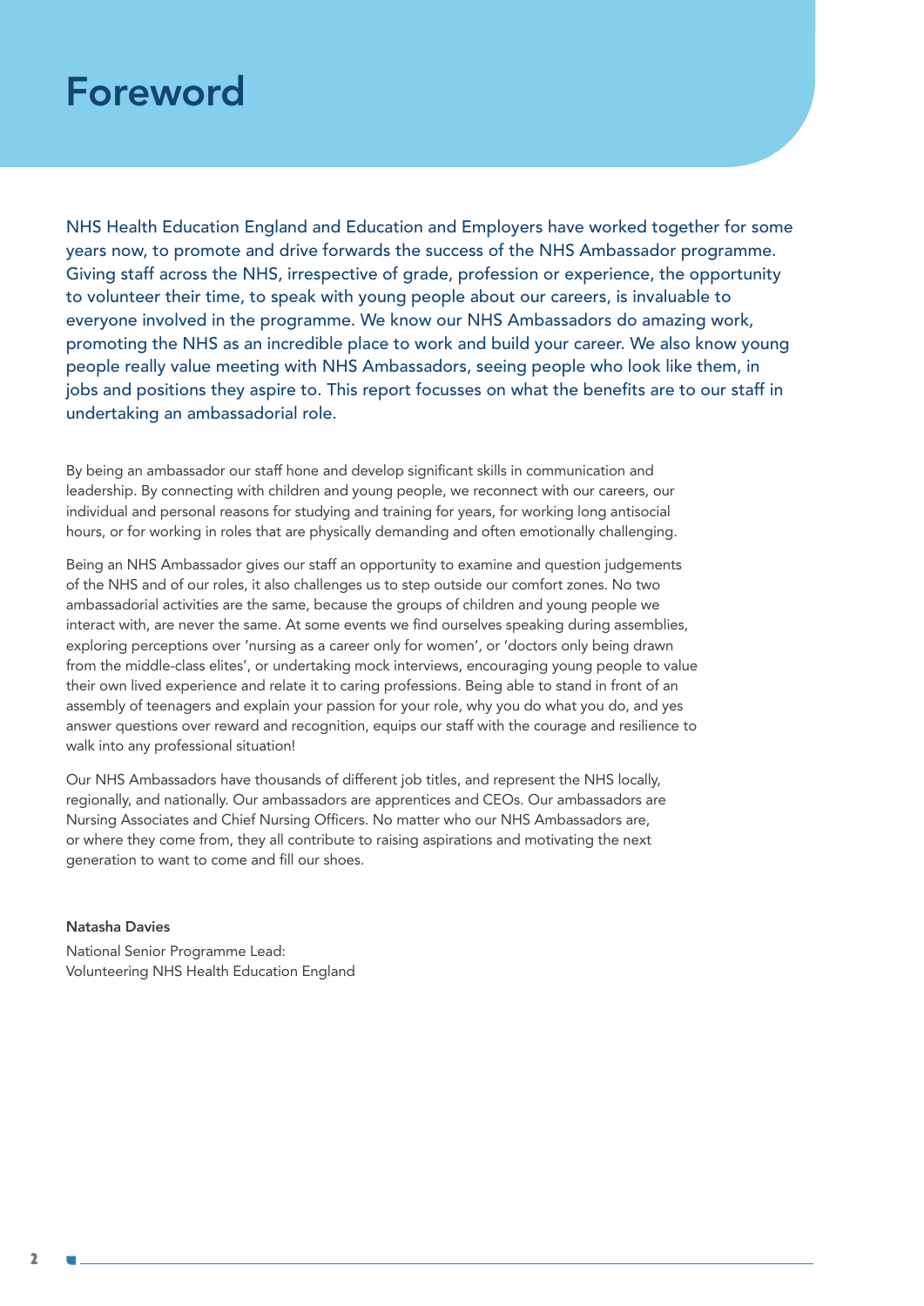# Foreword

NHS Health Education England and Education and Employers have worked together for some years now, to promote and drive forwards the success of the NHS Ambassador programme. Giving staff across the NHS, irrespective of grade, profession or experience, the opportunity to volunteer their time, to speak with young people about our careers, is invaluable to everyone involved in the programme. We know our NHS Ambassadors do amazing work, promoting the NHS as an incredible place to work and build your career. We also know young people really value meeting with NHS Ambassadors, seeing people who look like them, in jobs and positions they aspire to. This report focusses on what the benefits are to our staff in undertaking an ambassadorial role.

By being an ambassador our staff hone and develop significant skills in communication and leadership. By connecting with children and young people, we reconnect with our careers, our individual and personal reasons for studying and training for years, for working long antisocial hours, or for working in roles that are physically demanding and often emotionally challenging.

Being an NHS Ambassador gives our staff an opportunity to examine and question judgements of the NHS and of our roles, it also challenges us to step outside our comfort zones. No two ambassadorial activities are the same, because the groups of children and young people we interact with, are never the same. At some events we find ourselves speaking during assemblies, exploring perceptions over 'nursing as a career only for women', or 'doctors only being drawn from the middle-class elites', or undertaking mock interviews, encouraging young people to value their own lived experience and relate it to caring professions. Being able to stand in front of an assembly of teenagers and explain your passion for your role, why you do what you do, and yes answer questions over reward and recognition, equips our staff with the courage and resilience to walk into any professional situation!

Our NHS Ambassadors have thousands of different job titles, and represent the NHS locally, regionally, and nationally. Our ambassadors are apprentices and CEOs. Our ambassadors are Nursing Associates and Chief Nursing Officers. No matter who our NHS Ambassadors are, or where they come from, they all contribute to raising aspirations and motivating the next generation to want to come and fill our shoes.

**Natasha Davies**

National Senior Programme Lead:
Volunteering NHS Health Education England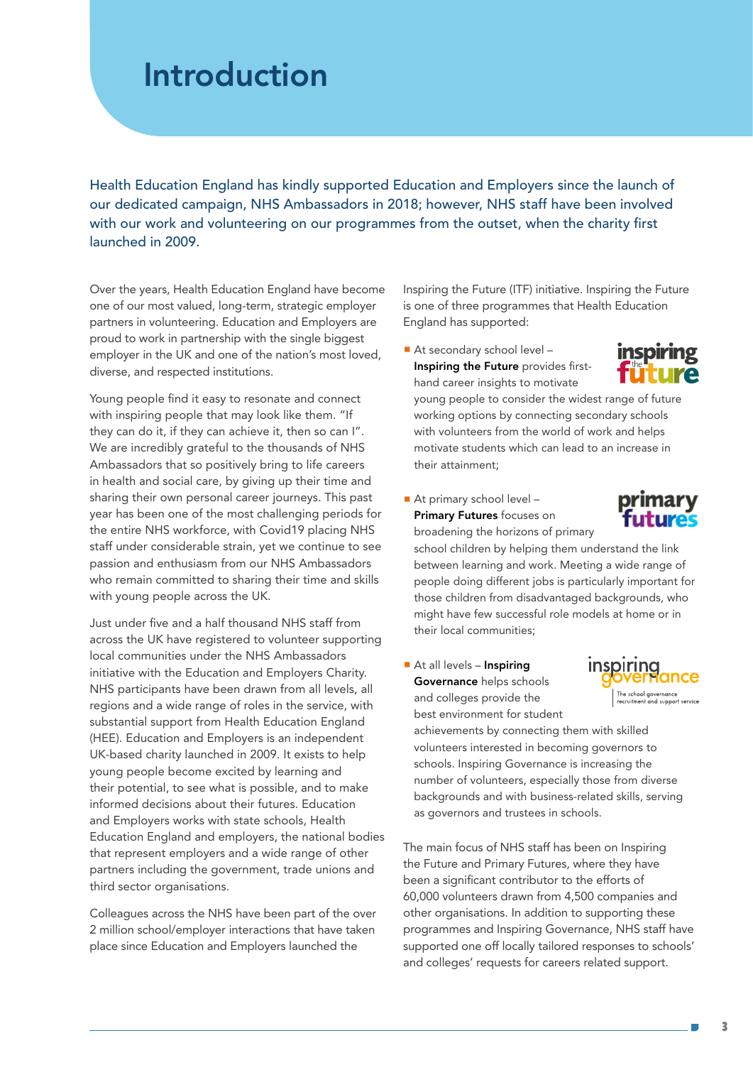# Introduction

Health Education England has kindly supported Education and Employers since the launch of our dedicated campaign, NHS Ambassadors in 2018; however, NHS staff have been involved with our work and volunteering on our programmes from the outset, when the charity first launched in 2009.

Over the years, Health Education England have become one of our most valued, long-term, strategic employer partners in volunteering. Education and Employers are proud to work in partnership with the single biggest employer in the UK and one of the nation's most loved, diverse, and respected institutions.

Young people find it easy to resonate and connect with inspiring people that may look like them. "If they can do it, if they can achieve it, then so can I". We are incredibly grateful to the thousands of NHS Ambassadors that so positively bring to life careers in health and social care, by giving up their time and sharing their own personal career journeys. This past year has been one of the most challenging periods for the entire NHS workforce, with Covid19 placing NHS staff under considerable strain, yet we continue to see passion and enthusiasm from our NHS Ambassadors who remain committed to sharing their time and skills with young people across the UK.

Just under five and a half thousand NHS staff from across the UK have registered to volunteer supporting local communities under the NHS Ambassadors initiative with the Education and Employers Charity. NHS participants have been drawn from all levels, all regions and a wide range of roles in the service, with substantial support from Health Education England (HEE). Education and Employers is an independent UK-based charity launched in 2009. It exists to help young people become excited by learning and their potential, to see what is possible, and to make informed decisions about their futures. Education and Employers works with state schools, Health Education England and employers, the national bodies that represent employers and a wide range of other partners including the government, trade unions and third sector organisations.

Colleagues across the NHS have been part of the over 2 million school/employer interactions that have taken place since Education and Employers launched the Inspiring the Future (ITF) initiative. Inspiring the Future is one of three programmes that Health Education England has supported:

- At secondary school level – **Inspiring the Future** provides first-hand career insights to motivate young people to consider the widest range of future working options by connecting secondary schools with volunteers from the world of work and helps motivate students which can lead to an increase in their attainment;
- At primary school level – **Primary Futures** focuses on broadening the horizons of primary school children by helping them understand the link between learning and work. Meeting a wide range of people doing different jobs is particularly important for those children from disadvantaged backgrounds, who might have few successful role models at home or in their local communities;
- At all levels – **Inspiring Governance** helps schools and colleges provide the best environment for student achievements by connecting them with skilled volunteers interested in becoming governors to schools. Inspiring Governance is increasing the number of volunteers, especially those from diverse backgrounds and with business-related skills, serving as governors and trustees in schools.

The main focus of NHS staff has been on Inspiring the Future and Primary Futures, where they have been a significant contributor to the efforts of 60,000 volunteers drawn from 4,500 companies and other organisations. In addition to supporting these programmes and Inspiring Governance, NHS staff have supported one off locally tailored responses to schools' and colleges' requests for careers related support.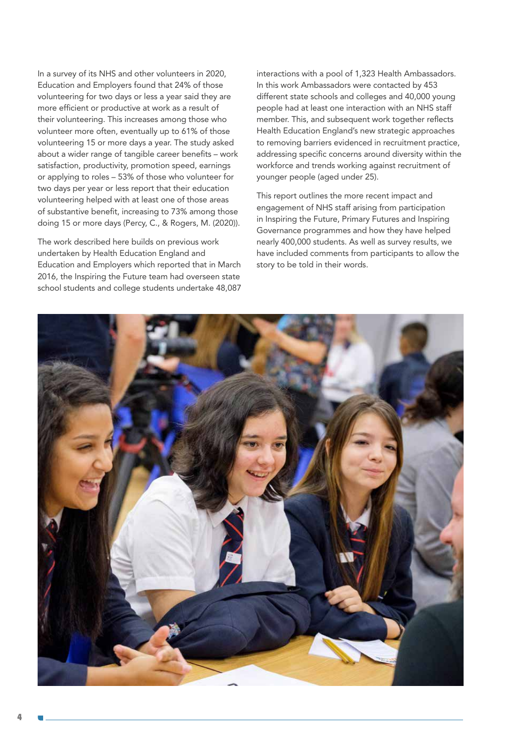In a survey of its NHS and other volunteers in 2020, Education and Employers found that 24% of those volunteering for two days or less a year said they are more efficient or productive at work as a result of their volunteering. This increases among those who volunteer more often, eventually up to 61% of those volunteering 15 or more days a year. The study asked about a wider range of tangible career benefits – work satisfaction, productivity, promotion speed, earnings or applying to roles – 53% of those who volunteer for two days per year or less report that their education volunteering helped with at least one of those areas of substantive benefit, increasing to 73% among those doing 15 or more days (Percy, C., & Rogers, M. (2020)).

The work described here builds on previous work undertaken by Health Education England and Education and Employers which reported that in March 2016, the Inspiring the Future team had overseen state school students and college students undertake 48,087 interactions with a pool of 1,323 Health Ambassadors. In this work Ambassadors were contacted by 453 different state schools and colleges and 40,000 young people had at least one interaction with an NHS staff member. This, and subsequent work together reflects Health Education England's new strategic approaches to removing barriers evidenced in recruitment practice, addressing specific concerns around diversity within the workforce and trends working against recruitment of younger people (aged under 25).

This report outlines the more recent impact and engagement of NHS staff arising from participation in Inspiring the Future, Primary Futures and Inspiring Governance programmes and how they have helped nearly 400,000 students. As well as survey results, we have included comments from participants to allow the story to be told in their words.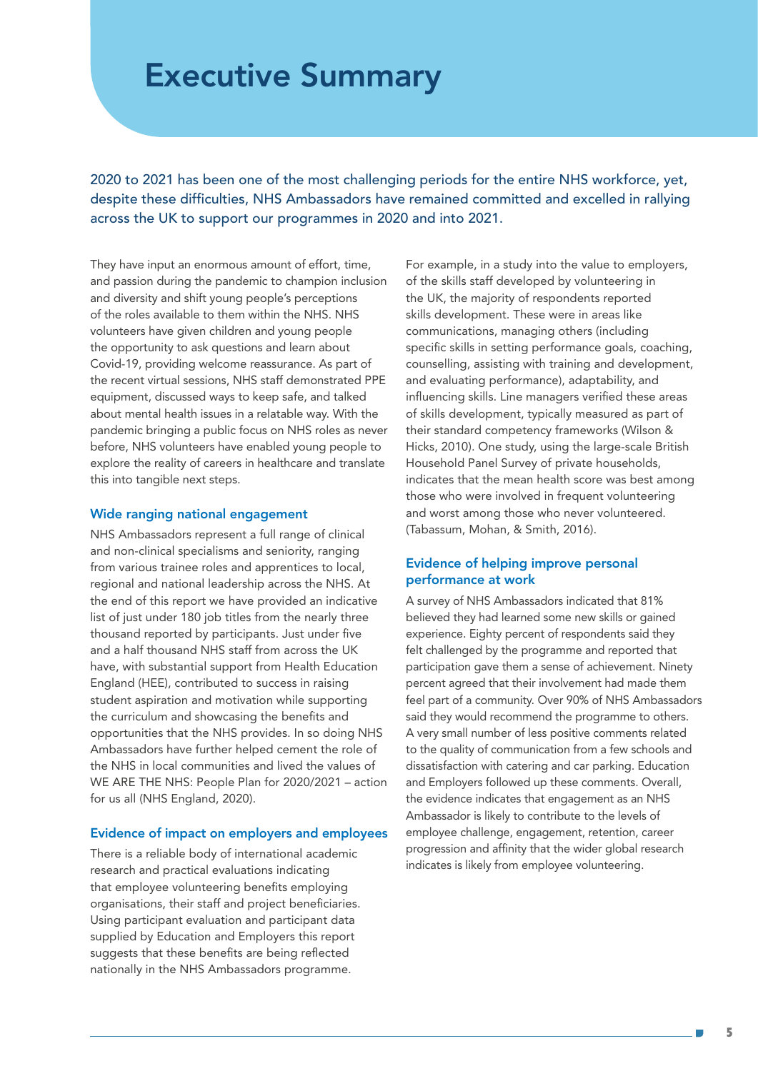# Executive Summary

2020 to 2021 has been one of the most challenging periods for the entire NHS workforce, yet, despite these difficulties, NHS Ambassadors have remained committed and excelled in rallying across the UK to support our programmes in 2020 and into 2021.

They have input an enormous amount of effort, time, and passion during the pandemic to champion inclusion and diversity and shift young people's perceptions of the roles available to them within the NHS. NHS volunteers have given children and young people the opportunity to ask questions and learn about Covid-19, providing welcome reassurance. As part of the recent virtual sessions, NHS staff demonstrated PPE equipment, discussed ways to keep safe, and talked about mental health issues in a relatable way. With the pandemic bringing a public focus on NHS roles as never before, NHS volunteers have enabled young people to explore the reality of careers in healthcare and translate this into tangible next steps.

### Wide ranging national engagement

NHS Ambassadors represent a full range of clinical and non-clinical specialisms and seniority, ranging from various trainee roles and apprentices to local, regional and national leadership across the NHS. At the end of this report we have provided an indicative list of just under 180 job titles from the nearly three thousand reported by participants. Just under five and a half thousand NHS staff from across the UK have, with substantial support from Health Education England (HEE), contributed to success in raising student aspiration and motivation while supporting the curriculum and showcasing the benefits and opportunities that the NHS provides. In so doing NHS Ambassadors have further helped cement the role of the NHS in local communities and lived the values of WE ARE THE NHS: People Plan for 2020/2021 – action for us all (NHS England, 2020).

### Evidence of impact on employers and employees

There is a reliable body of international academic research and practical evaluations indicating that employee volunteering benefits employing organisations, their staff and project beneficiaries. Using participant evaluation and participant data supplied by Education and Employers this report suggests that these benefits are being reflected nationally in the NHS Ambassadors programme.

For example, in a study into the value to employers, of the skills staff developed by volunteering in the UK, the majority of respondents reported skills development. These were in areas like communications, managing others (including specific skills in setting performance goals, coaching, counselling, assisting with training and development, and evaluating performance), adaptability, and influencing skills. Line managers verified these areas of skills development, typically measured as part of their standard competency frameworks (Wilson & Hicks, 2010). One study, using the large-scale British Household Panel Survey of private households, indicates that the mean health score was best among those who were involved in frequent volunteering and worst among those who never volunteered. (Tabassum, Mohan, & Smith, 2016).

### Evidence of helping improve personal performance at work

A survey of NHS Ambassadors indicated that 81% believed they had learned some new skills or gained experience. Eighty percent of respondents said they felt challenged by the programme and reported that participation gave them a sense of achievement. Ninety percent agreed that their involvement had made them feel part of a community. Over 90% of NHS Ambassadors said they would recommend the programme to others. A very small number of less positive comments related to the quality of communication from a few schools and dissatisfaction with catering and car parking. Education and Employers followed up these comments. Overall, the evidence indicates that engagement as an NHS Ambassador is likely to contribute to the levels of employee challenge, engagement, retention, career progression and affinity that the wider global research indicates is likely from employee volunteering.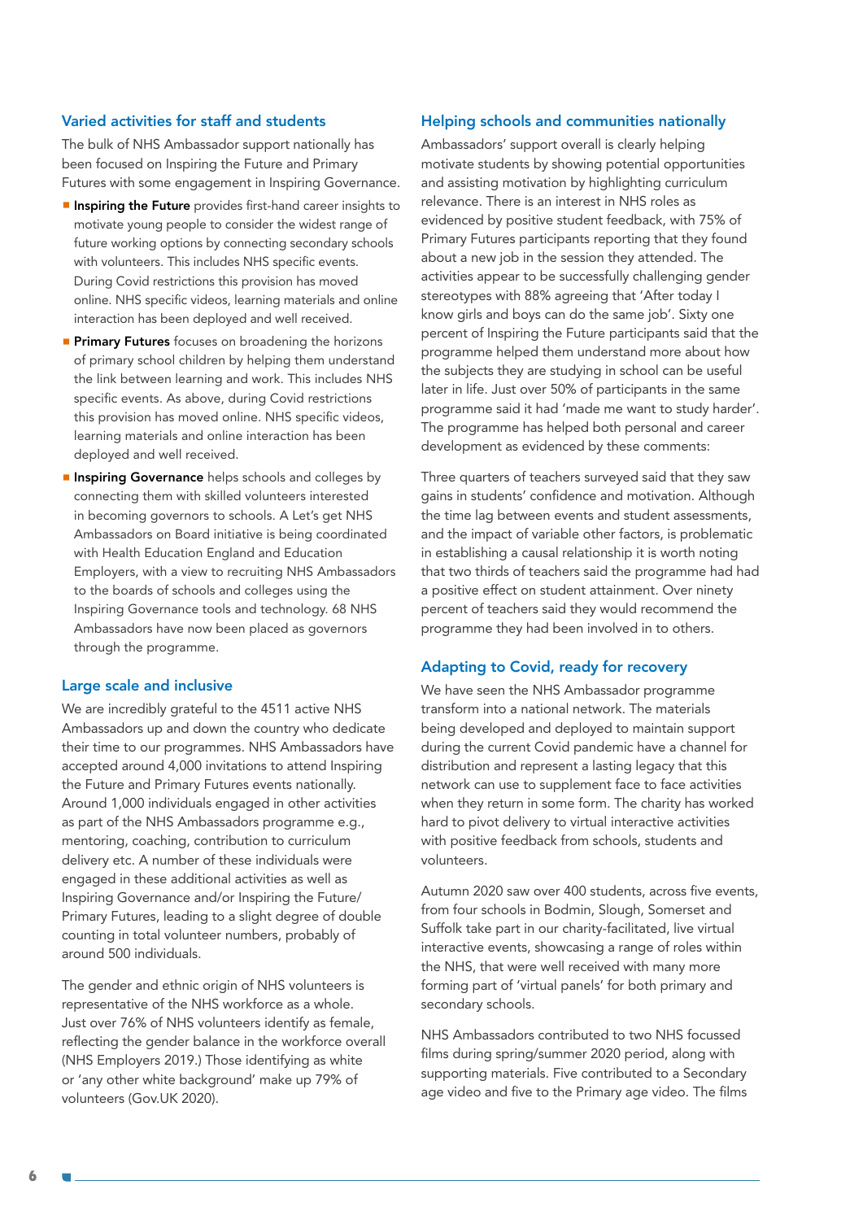## Varied activities for staff and students

The bulk of NHS Ambassador support nationally has been focused on Inspiring the Future and Primary Futures with some engagement in Inspiring Governance.

- **Inspiring the Future** provides first-hand career insights to motivate young people to consider the widest range of future working options by connecting secondary schools with volunteers. This includes NHS specific events. During Covid restrictions this provision has moved online. NHS specific videos, learning materials and online interaction has been deployed and well received.
- **Primary Futures** focuses on broadening the horizons of primary school children by helping them understand the link between learning and work. This includes NHS specific events. As above, during Covid restrictions this provision has moved online. NHS specific videos, learning materials and online interaction has been deployed and well received.
- **Inspiring Governance** helps schools and colleges by connecting them with skilled volunteers interested in becoming governors to schools. A Let's get NHS Ambassadors on Board initiative is being coordinated with Health Education England and Education Employers, with a view to recruiting NHS Ambassadors to the boards of schools and colleges using the Inspiring Governance tools and technology. 68 NHS Ambassadors have now been placed as governors through the programme.

## Large scale and inclusive

We are incredibly grateful to the 4511 active NHS Ambassadors up and down the country who dedicate their time to our programmes. NHS Ambassadors have accepted around 4,000 invitations to attend Inspiring the Future and Primary Futures events nationally. Around 1,000 individuals engaged in other activities as part of the NHS Ambassadors programme e.g., mentoring, coaching, contribution to curriculum delivery etc. A number of these individuals were engaged in these additional activities as well as Inspiring Governance and/or Inspiring the Future/ Primary Futures, leading to a slight degree of double counting in total volunteer numbers, probably of around 500 individuals.

The gender and ethnic origin of NHS volunteers is representative of the NHS workforce as a whole. Just over 76% of NHS volunteers identify as female, reflecting the gender balance in the workforce overall (NHS Employers 2019.) Those identifying as white or 'any other white background' make up 79% of volunteers (Gov.UK 2020).

## Helping schools and communities nationally

Ambassadors' support overall is clearly helping motivate students by showing potential opportunities and assisting motivation by highlighting curriculum relevance. There is an interest in NHS roles as evidenced by positive student feedback, with 75% of Primary Futures participants reporting that they found about a new job in the session they attended. The activities appear to be successfully challenging gender stereotypes with 88% agreeing that 'After today I know girls and boys can do the same job'. Sixty one percent of Inspiring the Future participants said that the programme helped them understand more about how the subjects they are studying in school can be useful later in life. Just over 50% of participants in the same programme said it had 'made me want to study harder'. The programme has helped both personal and career development as evidenced by these comments:

Three quarters of teachers surveyed said that they saw gains in students' confidence and motivation. Although the time lag between events and student assessments, and the impact of variable other factors, is problematic in establishing a causal relationship it is worth noting that two thirds of teachers said the programme had had a positive effect on student attainment. Over ninety percent of teachers said they would recommend the programme they had been involved in to others.

## Adapting to Covid, ready for recovery

We have seen the NHS Ambassador programme transform into a national network. The materials being developed and deployed to maintain support during the current Covid pandemic have a channel for distribution and represent a lasting legacy that this network can use to supplement face to face activities when they return in some form. The charity has worked hard to pivot delivery to virtual interactive activities with positive feedback from schools, students and volunteers.

Autumn 2020 saw over 400 students, across five events, from four schools in Bodmin, Slough, Somerset and Suffolk take part in our charity-facilitated, live virtual interactive events, showcasing a range of roles within the NHS, that were well received with many more forming part of 'virtual panels' for both primary and secondary schools.

NHS Ambassadors contributed to two NHS focussed films during spring/summer 2020 period, along with supporting materials. Five contributed to a Secondary age video and five to the Primary age video. The films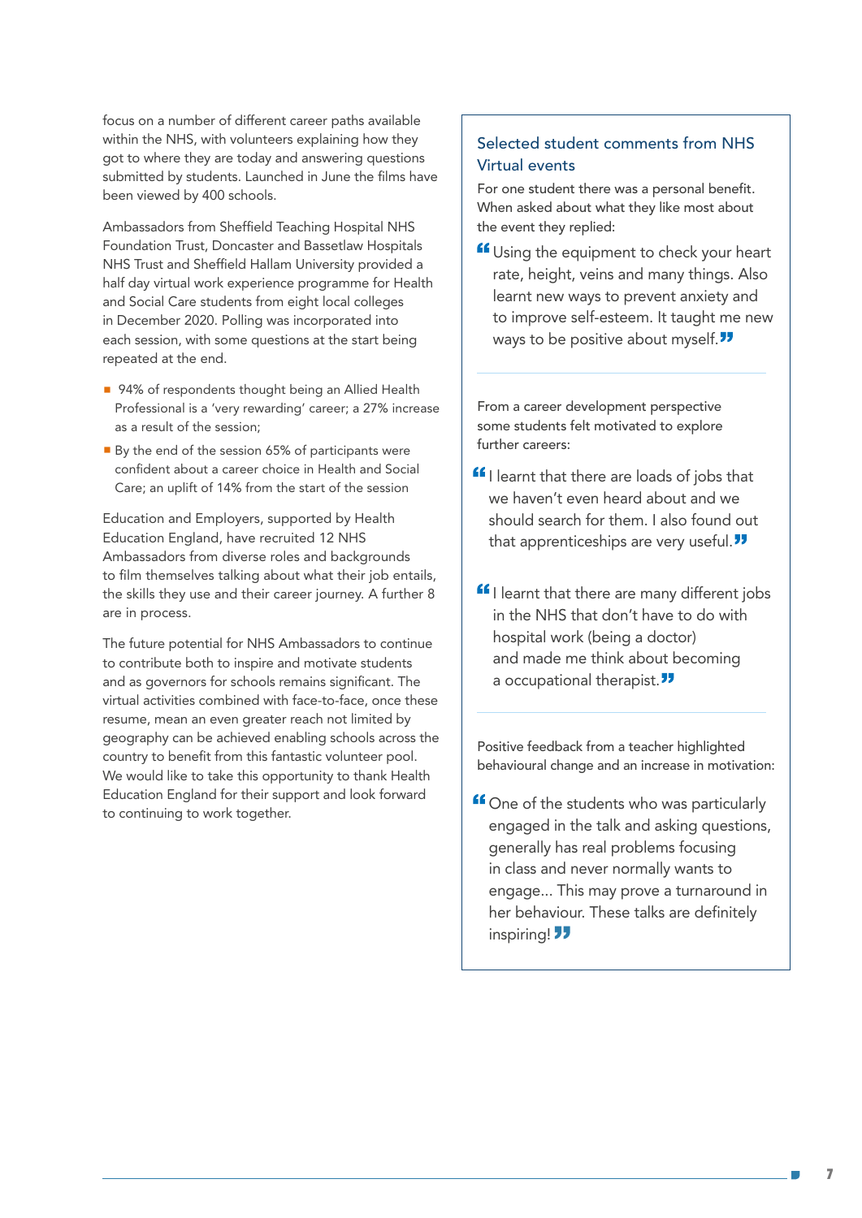focus on a number of different career paths available within the NHS, with volunteers explaining how they got to where they are today and answering questions submitted by students. Launched in June the films have been viewed by 400 schools.

Ambassadors from Sheffield Teaching Hospital NHS Foundation Trust, Doncaster and Bassetlaw Hospitals NHS Trust and Sheffield Hallam University provided a half day virtual work experience programme for Health and Social Care students from eight local colleges in December 2020. Polling was incorporated into each session, with some questions at the start being repeated at the end.

- 94% of respondents thought being an Allied Health Professional is a 'very rewarding' career; a 27% increase as a result of the session;
- By the end of the session 65% of participants were confident about a career choice in Health and Social Care; an uplift of 14% from the start of the session

Education and Employers, supported by Health Education England, have recruited 12 NHS Ambassadors from diverse roles and backgrounds to film themselves talking about what their job entails, the skills they use and their career journey. A further 8 are in process.

The future potential for NHS Ambassadors to continue to contribute both to inspire and motivate students and as governors for schools remains significant. The virtual activities combined with face-to-face, once these resume, mean an even greater reach not limited by geography can be achieved enabling schools across the country to benefit from this fantastic volunteer pool. We would like to take this opportunity to thank Health Education England for their support and look forward to continuing to work together.

### Selected student comments from NHS Virtual events

For one student there was a personal benefit. When asked about what they like most about the event they replied:

> "Using the equipment to check your heart rate, height, veins and many things. Also learnt new ways to prevent anxiety and to improve self-esteem. It taught me new ways to be positive about myself."

From a career development perspective some students felt motivated to explore further careers:

> "I learnt that there are loads of jobs that we haven't even heard about and we should search for them. I also found out that apprenticeships are very useful."

> "I learnt that there are many different jobs in the NHS that don't have to do with hospital work (being a doctor) and made me think about becoming a occupational therapist."

Positive feedback from a teacher highlighted behavioural change and an increase in motivation:

> "One of the students who was particularly engaged in the talk and asking questions, generally has real problems focusing in class and never normally wants to engage... This may prove a turnaround in her behaviour. These talks are definitely inspiring!"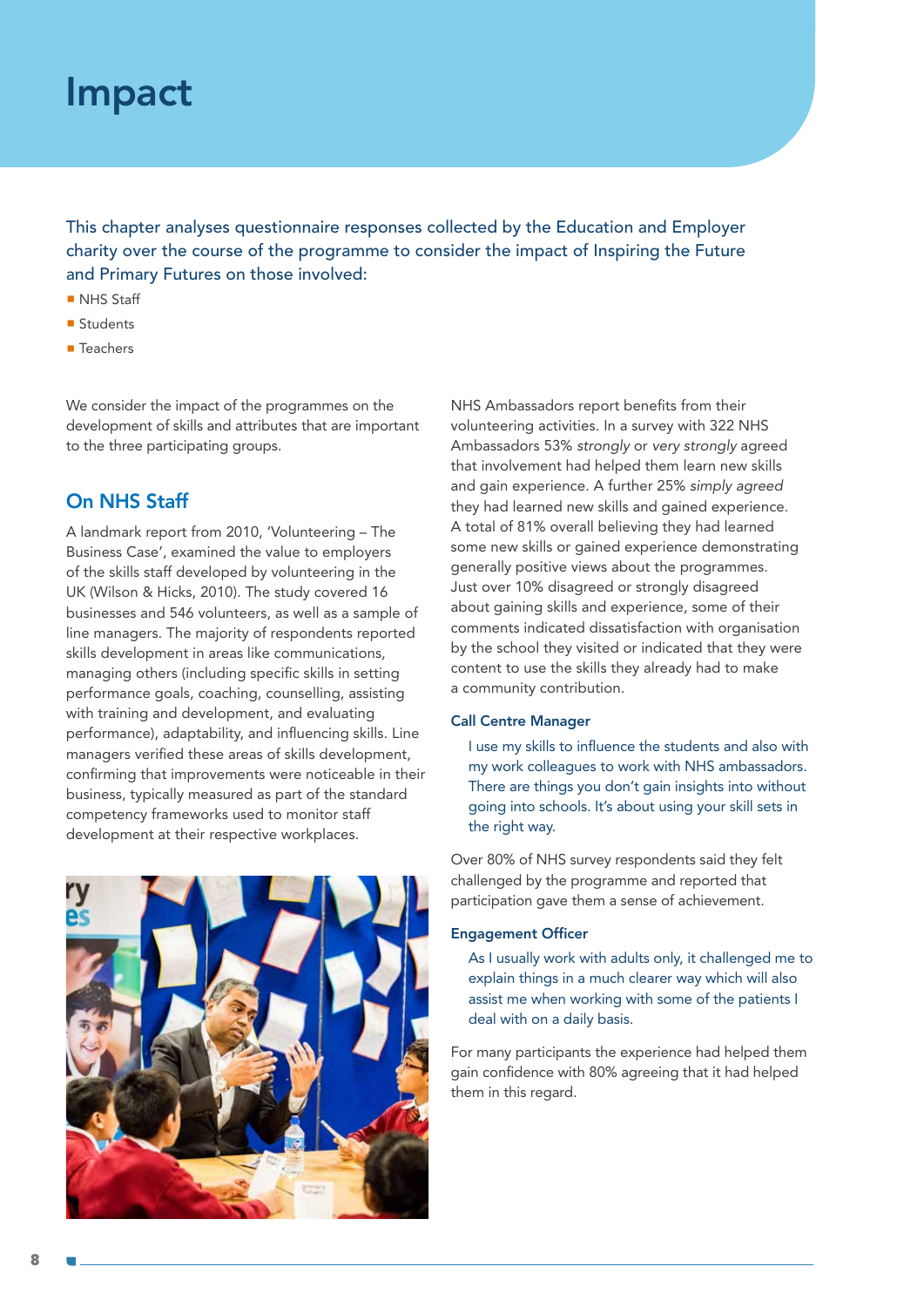# Impact

This chapter analyses questionnaire responses collected by the Education and Employer charity over the course of the programme to consider the impact of Inspiring the Future and Primary Futures on those involved:

- NHS Staff
- Students
- Teachers

We consider the impact of the programmes on the development of skills and attributes that are important to the three participating groups.

## On NHS Staff

A landmark report from 2010, 'Volunteering – The Business Case', examined the value to employers of the skills staff developed by volunteering in the UK (Wilson & Hicks, 2010). The study covered 16 businesses and 546 volunteers, as well as a sample of line managers. The majority of respondents reported skills development in areas like communications, managing others (including specific skills in setting performance goals, coaching, counselling, assisting with training and development, and evaluating performance), adaptability, and influencing skills. Line managers verified these areas of skills development, confirming that improvements were noticeable in their business, typically measured as part of the standard competency frameworks used to monitor staff development at their respective workplaces.

NHS Ambassadors report benefits from their volunteering activities. In a survey with 322 NHS Ambassadors 53% *strongly* or *very strongly* agreed that involvement had helped them learn new skills and gain experience. A further 25% *simply agreed* they had learned new skills and gained experience. A total of 81% overall believing they had learned some new skills or gained experience demonstrating generally positive views about the programmes. Just over 10% disagreed or strongly disagreed about gaining skills and experience, some of their comments indicated dissatisfaction with organisation by the school they visited or indicated that they were content to use the skills they already had to make a community contribution.

**Call Centre Manager**

> I use my skills to influence the students and also with my work colleagues to work with NHS ambassadors. There are things you don't gain insights into without going into schools. It's about using your skill sets in the right way.

Over 80% of NHS survey respondents said they felt challenged by the programme and reported that participation gave them a sense of achievement.

**Engagement Officer**

> As I usually work with adults only, it challenged me to explain things in a much clearer way which will also assist me when working with some of the patients I deal with on a daily basis.

For many participants the experience had helped them gain confidence with 80% agreeing that it had helped them in this regard.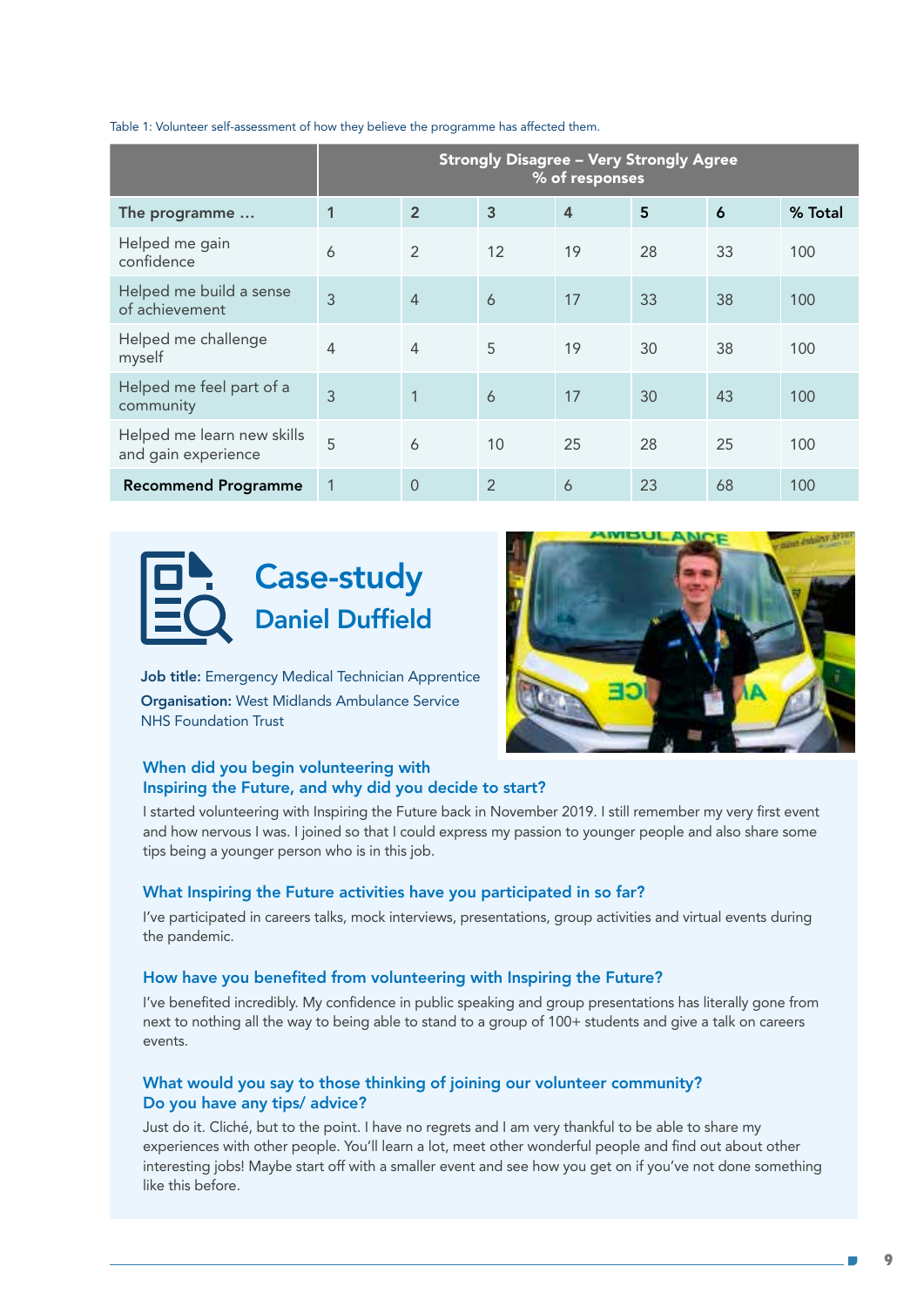Table 1: Volunteer self-assessment of how they believe the programme has affected them.

| | Strongly Disagree – Very Strongly Agree % of responses | | | | | | |
|---|---|---|---|---|---|---|---|
| **The programme …** | **1** | **2** | **3** | **4** | **5** | **6** | **% Total** |
| Helped me gain confidence | 6 | 2 | 12 | 19 | 28 | 33 | 100 |
| Helped me build a sense of achievement | 3 | 4 | 6 | 17 | 33 | 38 | 100 |
| Helped me challenge myself | 4 | 4 | 5 | 19 | 30 | 38 | 100 |
| Helped me feel part of a community | 3 | 1 | 6 | 17 | 30 | 43 | 100 |
| Helped me learn new skills and gain experience | 5 | 6 | 10 | 25 | 28 | 25 | 100 |
| **Recommend Programme** | 1 | 0 | 2 | 6 | 23 | 68 | 100 |

## Case-study

### Daniel Duffield

**Job title:** Emergency Medical Technician Apprentice

**Organisation:** West Midlands Ambulance Service NHS Foundation Trust

### When did you begin volunteering with Inspiring the Future, and why did you decide to start?

I started volunteering with Inspiring the Future back in November 2019. I still remember my very first event and how nervous I was. I joined so that I could express my passion to younger people and also share some tips being a younger person who is in this job.

### What Inspiring the Future activities have you participated in so far?

I've participated in careers talks, mock interviews, presentations, group activities and virtual events during the pandemic.

### How have you benefited from volunteering with Inspiring the Future?

I've benefited incredibly. My confidence in public speaking and group presentations has literally gone from next to nothing all the way to being able to stand to a group of 100+ students and give a talk on careers events.

### What would you say to those thinking of joining our volunteer community? Do you have any tips/ advice?

Just do it. Cliché, but to the point. I have no regrets and I am very thankful to be able to share my experiences with other people. You'll learn a lot, meet other wonderful people and find out about other interesting jobs! Maybe start off with a smaller event and see how you get on if you've not done something like this before.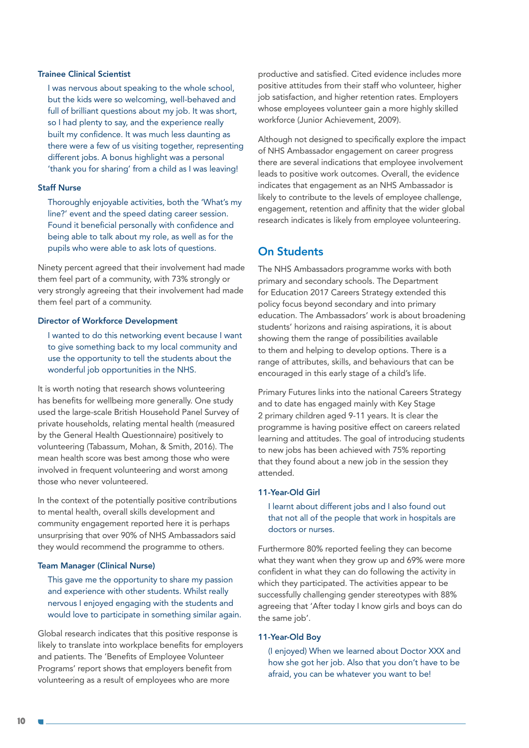**Trainee Clinical Scientist**

> I was nervous about speaking to the whole school, but the kids were so welcoming, well-behaved and full of brilliant questions about my job. It was short, so I had plenty to say, and the experience really built my confidence. It was much less daunting as there were a few of us visiting together, representing different jobs. A bonus highlight was a personal 'thank you for sharing' from a child as I was leaving!

**Staff Nurse**

> Thoroughly enjoyable activities, both the 'What's my line?' event and the speed dating career session. Found it beneficial personally with confidence and being able to talk about my role, as well as for the pupils who were able to ask lots of questions.

Ninety percent agreed that their involvement had made them feel part of a community, with 73% strongly or very strongly agreeing that their involvement had made them feel part of a community.

**Director of Workforce Development**

> I wanted to do this networking event because I want to give something back to my local community and use the opportunity to tell the students about the wonderful job opportunities in the NHS.

It is worth noting that research shows volunteering has benefits for wellbeing more generally. One study used the large-scale British Household Panel Survey of private households, relating mental health (measured by the General Health Questionnaire) positively to volunteering (Tabassum, Mohan, & Smith, 2016). The mean health score was best among those who were involved in frequent volunteering and worst among those who never volunteered.

In the context of the potentially positive contributions to mental health, overall skills development and community engagement reported here it is perhaps unsurprising that over 90% of NHS Ambassadors said they would recommend the programme to others.

**Team Manager (Clinical Nurse)**

> This gave me the opportunity to share my passion and experience with other students. Whilst really nervous I enjoyed engaging with the students and would love to participate in something similar again.

Global research indicates that this positive response is likely to translate into workplace benefits for employers and patients. The 'Benefits of Employee Volunteer Programs' report shows that employers benefit from volunteering as a result of employees who are more productive and satisfied. Cited evidence includes more positive attitudes from their staff who volunteer, higher job satisfaction, and higher retention rates. Employers whose employees volunteer gain a more highly skilled workforce (Junior Achievement, 2009).

Although not designed to specifically explore the impact of NHS Ambassador engagement on career progress there are several indications that employee involvement leads to positive work outcomes. Overall, the evidence indicates that engagement as an NHS Ambassador is likely to contribute to the levels of employee challenge, engagement, retention and affinity that the wider global research indicates is likely from employee volunteering.

## On Students

The NHS Ambassadors programme works with both primary and secondary schools. The Department for Education 2017 Careers Strategy extended this policy focus beyond secondary and into primary education. The Ambassadors' work is about broadening students' horizons and raising aspirations, it is about showing them the range of possibilities available to them and helping to develop options. There is a range of attributes, skills, and behaviours that can be encouraged in this early stage of a child's life.

Primary Futures links into the national Careers Strategy and to date has engaged mainly with Key Stage 2 primary children aged 9-11 years. It is clear the programme is having positive effect on careers related learning and attitudes. The goal of introducing students to new jobs has been achieved with 75% reporting that they found about a new job in the session they attended.

**11-Year-Old Girl**

> I learnt about different jobs and I also found out that not all of the people that work in hospitals are doctors or nurses.

Furthermore 80% reported feeling they can become what they want when they grow up and 69% were more confident in what they can do following the activity in which they participated. The activities appear to be successfully challenging gender stereotypes with 88% agreeing that 'After today I know girls and boys can do the same job'.

**11-Year-Old Boy**

> (I enjoyed) When we learned about Doctor XXX and how she got her job. Also that you don't have to be afraid, you can be whatever you want to be!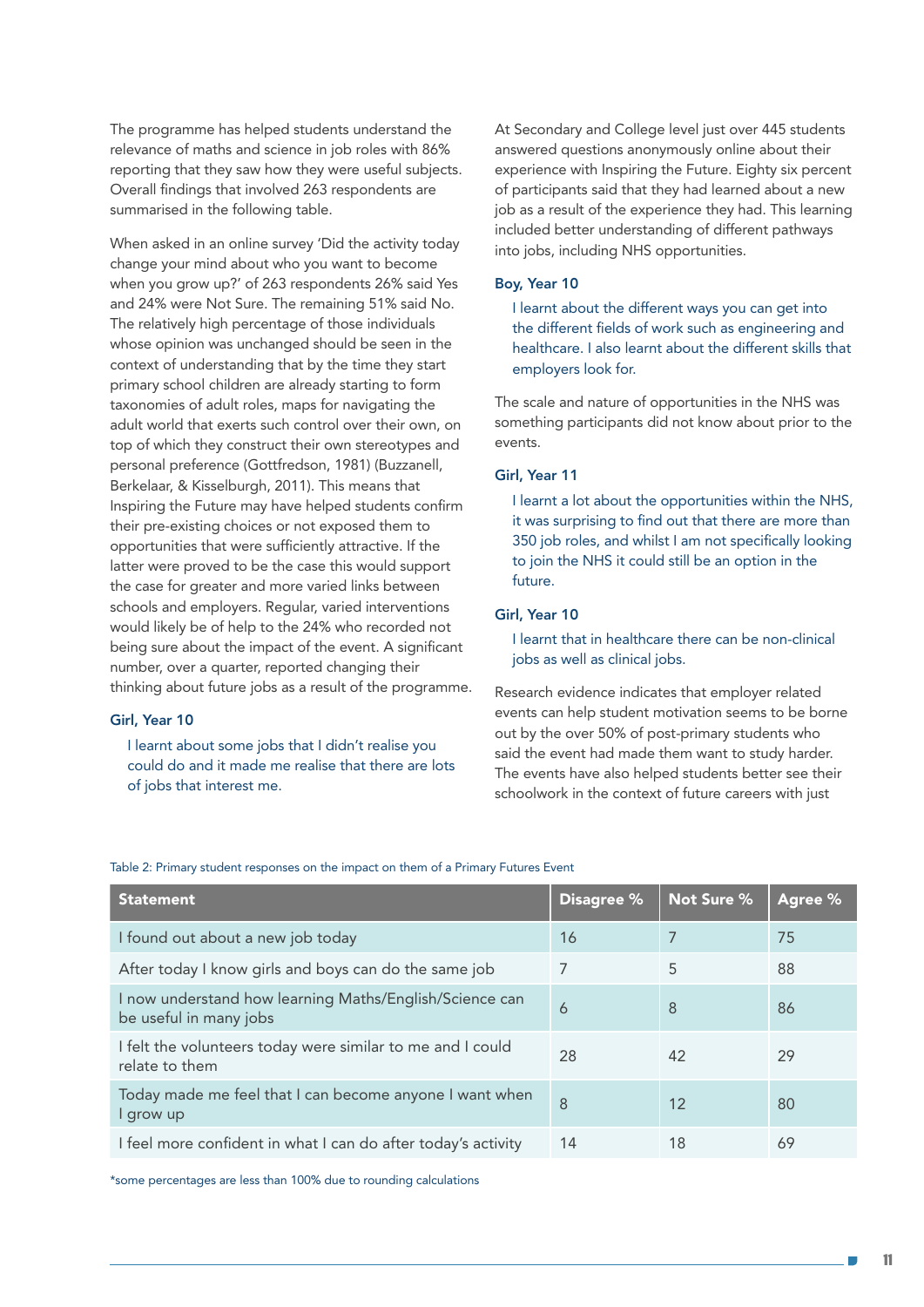The programme has helped students understand the relevance of maths and science in job roles with 86% reporting that they saw how they were useful subjects. Overall findings that involved 263 respondents are summarised in the following table.

When asked in an online survey 'Did the activity today change your mind about who you want to become when you grow up?' of 263 respondents 26% said Yes and 24% were Not Sure. The remaining 51% said No. The relatively high percentage of those individuals whose opinion was unchanged should be seen in the context of understanding that by the time they start primary school children are already starting to form taxonomies of adult roles, maps for navigating the adult world that exerts such control over their own, on top of which they construct their own stereotypes and personal preference (Gottfredson, 1981) (Buzzanell, Berkelaar, & Kisselburgh, 2011). This means that Inspiring the Future may have helped students confirm their pre-existing choices or not exposed them to opportunities that were sufficiently attractive. If the latter were proved to be the case this would support the case for greater and more varied links between schools and employers. Regular, varied interventions would likely be of help to the 24% who recorded not being sure about the impact of the event. A significant number, over a quarter, reported changing their thinking about future jobs as a result of the programme.

**Girl, Year 10**

> I learnt about some jobs that I didn't realise you could do and it made me realise that there are lots of jobs that interest me.

At Secondary and College level just over 445 students answered questions anonymously online about their experience with Inspiring the Future. Eighty six percent of participants said that they had learned about a new job as a result of the experience they had. This learning included better understanding of different pathways into jobs, including NHS opportunities.

**Boy, Year 10**

> I learnt about the different ways you can get into the different fields of work such as engineering and healthcare. I also learnt about the different skills that employers look for.

The scale and nature of opportunities in the NHS was something participants did not know about prior to the events.

**Girl, Year 11**

> I learnt a lot about the opportunities within the NHS, it was surprising to find out that there are more than 350 job roles, and whilst I am not specifically looking to join the NHS it could still be an option in the future.

**Girl, Year 10**

> I learnt that in healthcare there can be non-clinical jobs as well as clinical jobs.

Research evidence indicates that employer related events can help student motivation seems to be borne out by the over 50% of post-primary students who said the event had made them want to study harder. The events have also helped students better see their schoolwork in the context of future careers with just

Table 2: Primary student responses on the impact on them of a Primary Futures Event

| Statement | Disagree % | Not Sure % | Agree % |
|---|---|---|---|
| I found out about a new job today | 16 | 7 | 75 |
| After today I know girls and boys can do the same job | 7 | 5 | 88 |
| I now understand how learning Maths/English/Science can be useful in many jobs | 6 | 8 | 86 |
| I felt the volunteers today were similar to me and I could relate to them | 28 | 42 | 29 |
| Today made me feel that I can become anyone I want when I grow up | 8 | 12 | 80 |
| I feel more confident in what I can do after today's activity | 14 | 18 | 69 |

*some percentages are less than 100% due to rounding calculations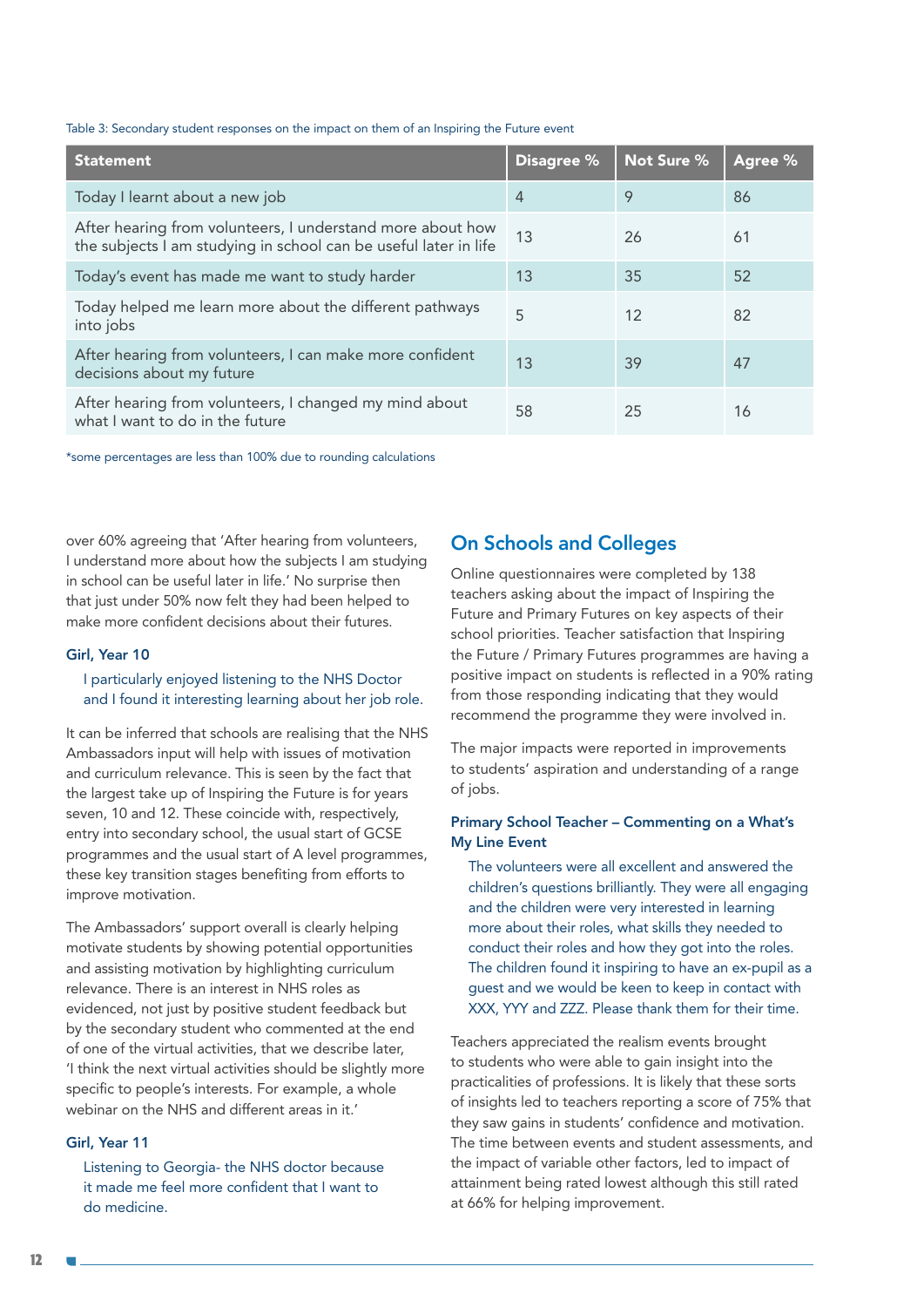Table 3: Secondary student responses on the impact on them of an Inspiring the Future event

| Statement | Disagree % | Not Sure % | Agree % |
|---|---|---|---|
| Today I learnt about a new job | 4 | 9 | 86 |
| After hearing from volunteers, I understand more about how the subjects I am studying in school can be useful later in life | 13 | 26 | 61 |
| Today's event has made me want to study harder | 13 | 35 | 52 |
| Today helped me learn more about the different pathways into jobs | 5 | 12 | 82 |
| After hearing from volunteers, I can make more confident decisions about my future | 13 | 39 | 47 |
| After hearing from volunteers, I changed my mind about what I want to do in the future | 58 | 25 | 16 |

*some percentages are less than 100% due to rounding calculations

over 60% agreeing that 'After hearing from volunteers, I understand more about how the subjects I am studying in school can be useful later in life.' No surprise then that just under 50% now felt they had been helped to make more confident decisions about their futures.

**Girl, Year 10**

> I particularly enjoyed listening to the NHS Doctor and I found it interesting learning about her job role.

It can be inferred that schools are realising that the NHS Ambassadors input will help with issues of motivation and curriculum relevance. This is seen by the fact that the largest take up of Inspiring the Future is for years seven, 10 and 12. These coincide with, respectively, entry into secondary school, the usual start of GCSE programmes and the usual start of A level programmes, these key transition stages benefiting from efforts to improve motivation.

The Ambassadors' support overall is clearly helping motivate students by showing potential opportunities and assisting motivation by highlighting curriculum relevance. There is an interest in NHS roles as evidenced, not just by positive student feedback but by the secondary student who commented at the end of one of the virtual activities, that we describe later, 'I think the next virtual activities should be slightly more specific to people's interests. For example, a whole webinar on the NHS and different areas in it.'

**Girl, Year 11**

> Listening to Georgia- the NHS doctor because it made me feel more confident that I want to do medicine.

## On Schools and Colleges

Online questionnaires were completed by 138 teachers asking about the impact of Inspiring the Future and Primary Futures on key aspects of their school priorities. Teacher satisfaction that Inspiring the Future / Primary Futures programmes are having a positive impact on students is reflected in a 90% rating from those responding indicating that they would recommend the programme they were involved in.

The major impacts were reported in improvements to students' aspiration and understanding of a range of jobs.

**Primary School Teacher – Commenting on a What's My Line Event**

> The volunteers were all excellent and answered the children's questions brilliantly. They were all engaging and the children were very interested in learning more about their roles, what skills they needed to conduct their roles and how they got into the roles. The children found it inspiring to have an ex-pupil as a guest and we would be keen to keep in contact with XXX, YYY and ZZZ. Please thank them for their time.

Teachers appreciated the realism events brought to students who were able to gain insight into the practicalities of professions. It is likely that these sorts of insights led to teachers reporting a score of 75% that they saw gains in students' confidence and motivation. The time between events and student assessments, and the impact of variable other factors, led to impact of attainment being rated lowest although this still rated at 66% for helping improvement.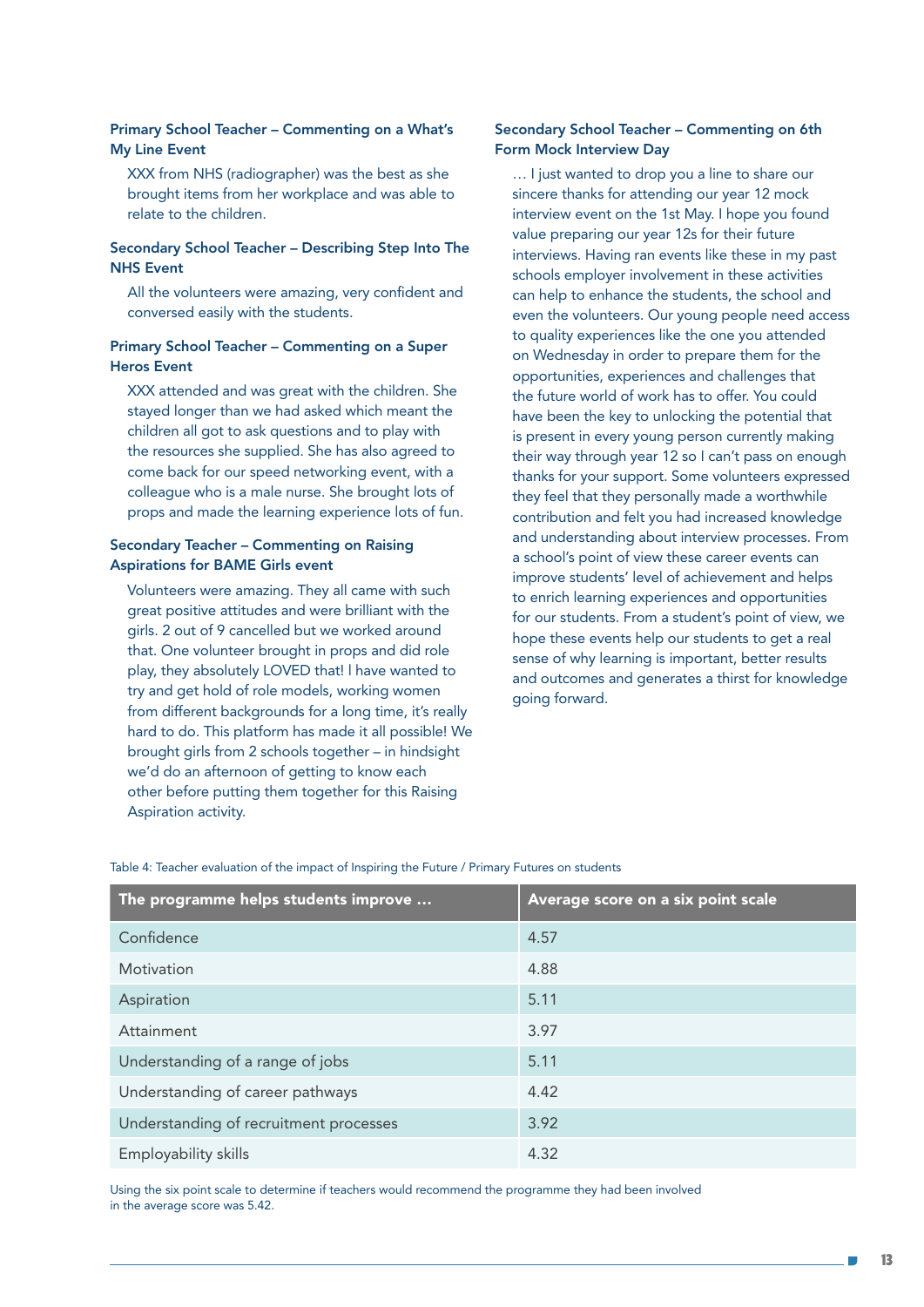### Primary School Teacher – Commenting on a What's My Line Event

XXX from NHS (radiographer) was the best as she brought items from her workplace and was able to relate to the children.

### Secondary School Teacher – Describing Step Into The NHS Event

All the volunteers were amazing, very confident and conversed easily with the students.

### Primary School Teacher – Commenting on a Super Heros Event

XXX attended and was great with the children. She stayed longer than we had asked which meant the children all got to ask questions and to play with the resources she supplied. She has also agreed to come back for our speed networking event, with a colleague who is a male nurse. She brought lots of props and made the learning experience lots of fun.

### Secondary Teacher – Commenting on Raising Aspirations for BAME Girls event

Volunteers were amazing. They all came with such great positive attitudes and were brilliant with the girls. 2 out of 9 cancelled but we worked around that. One volunteer brought in props and did role play, they absolutely LOVED that! I have wanted to try and get hold of role models, working women from different backgrounds for a long time, it's really hard to do. This platform has made it all possible! We brought girls from 2 schools together – in hindsight we'd do an afternoon of getting to know each other before putting them together for this Raising Aspiration activity.

### Secondary School Teacher – Commenting on 6th Form Mock Interview Day

… I just wanted to drop you a line to share our sincere thanks for attending our year 12 mock interview event on the 1st May. I hope you found value preparing our year 12s for their future interviews. Having ran events like these in my past schools employer involvement in these activities can help to enhance the students, the school and even the volunteers. Our young people need access to quality experiences like the one you attended on Wednesday in order to prepare them for the opportunities, experiences and challenges that the future world of work has to offer. You could have been the key to unlocking the potential that is present in every young person currently making their way through year 12 so I can't pass on enough thanks for your support. Some volunteers expressed they feel that they personally made a worthwhile contribution and felt you had increased knowledge and understanding about interview processes. From a school's point of view these career events can improve students' level of achievement and helps to enrich learning experiences and opportunities for our students. From a student's point of view, we hope these events help our students to get a real sense of why learning is important, better results and outcomes and generates a thirst for knowledge going forward.

Table 4: Teacher evaluation of the impact of Inspiring the Future / Primary Futures on students

| The programme helps students improve … | Average score on a six point scale |
|---|---|
| Confidence | 4.57 |
| Motivation | 4.88 |
| Aspiration | 5.11 |
| Attainment | 3.97 |
| Understanding of a range of jobs | 5.11 |
| Understanding of career pathways | 4.42 |
| Understanding of recruitment processes | 3.92 |
| Employability skills | 4.32 |

Using the six point scale to determine if teachers would recommend the programme they had been involved in the average score was 5.42.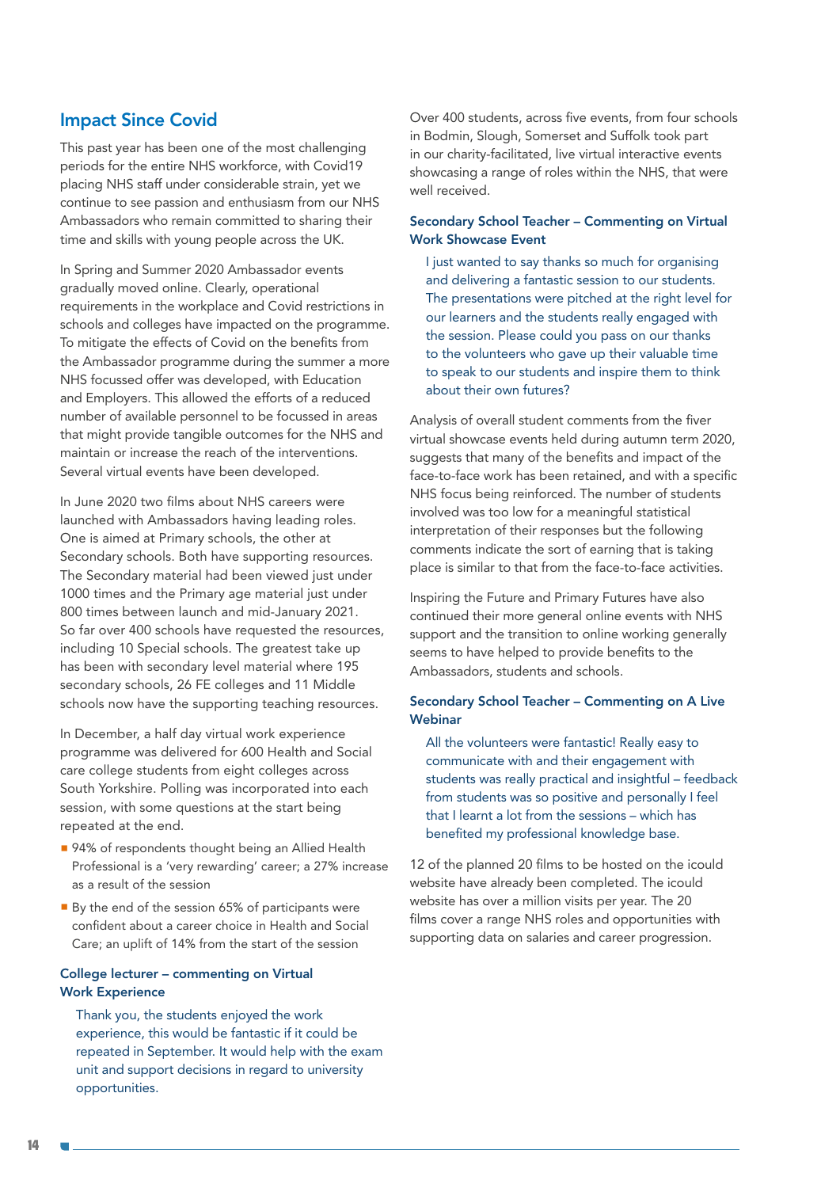## Impact Since Covid

This past year has been one of the most challenging periods for the entire NHS workforce, with Covid19 placing NHS staff under considerable strain, yet we continue to see passion and enthusiasm from our NHS Ambassadors who remain committed to sharing their time and skills with young people across the UK.

In Spring and Summer 2020 Ambassador events gradually moved online. Clearly, operational requirements in the workplace and Covid restrictions in schools and colleges have impacted on the programme. To mitigate the effects of Covid on the benefits from the Ambassador programme during the summer a more NHS focussed offer was developed, with Education and Employers. This allowed the efforts of a reduced number of available personnel to be focussed in areas that might provide tangible outcomes for the NHS and maintain or increase the reach of the interventions. Several virtual events have been developed.

In June 2020 two films about NHS careers were launched with Ambassadors having leading roles. One is aimed at Primary schools, the other at Secondary schools. Both have supporting resources. The Secondary material had been viewed just under 1000 times and the Primary age material just under 800 times between launch and mid-January 2021. So far over 400 schools have requested the resources, including 10 Special schools. The greatest take up has been with secondary level material where 195 secondary schools, 26 FE colleges and 11 Middle schools now have the supporting teaching resources.

In December, a half day virtual work experience programme was delivered for 600 Health and Social care college students from eight colleges across South Yorkshire. Polling was incorporated into each session, with some questions at the start being repeated at the end.

- 94% of respondents thought being an Allied Health Professional is a 'very rewarding' career; a 27% increase as a result of the session
- By the end of the session 65% of participants were confident about a career choice in Health and Social Care; an uplift of 14% from the start of the session

### College lecturer – commenting on Virtual Work Experience

> Thank you, the students enjoyed the work experience, this would be fantastic if it could be repeated in September. It would help with the exam unit and support decisions in regard to university opportunities.

Over 400 students, across five events, from four schools in Bodmin, Slough, Somerset and Suffolk took part in our charity-facilitated, live virtual interactive events showcasing a range of roles within the NHS, that were well received.

### Secondary School Teacher – Commenting on Virtual Work Showcase Event

> I just wanted to say thanks so much for organising and delivering a fantastic session to our students. The presentations were pitched at the right level for our learners and the students really engaged with the session. Please could you pass on our thanks to the volunteers who gave up their valuable time to speak to our students and inspire them to think about their own futures?

Analysis of overall student comments from the fiver virtual showcase events held during autumn term 2020, suggests that many of the benefits and impact of the face-to-face work has been retained, and with a specific NHS focus being reinforced. The number of students involved was too low for a meaningful statistical interpretation of their responses but the following comments indicate the sort of earning that is taking place is similar to that from the face-to-face activities.

Inspiring the Future and Primary Futures have also continued their more general online events with NHS support and the transition to online working generally seems to have helped to provide benefits to the Ambassadors, students and schools.

### Secondary School Teacher – Commenting on A Live Webinar

> All the volunteers were fantastic! Really easy to communicate with and their engagement with students was really practical and insightful – feedback from students was so positive and personally I feel that I learnt a lot from the sessions – which has benefited my professional knowledge base.

12 of the planned 20 films to be hosted on the icould website have already been completed. The icould website has over a million visits per year. The 20 films cover a range NHS roles and opportunities with supporting data on salaries and career progression.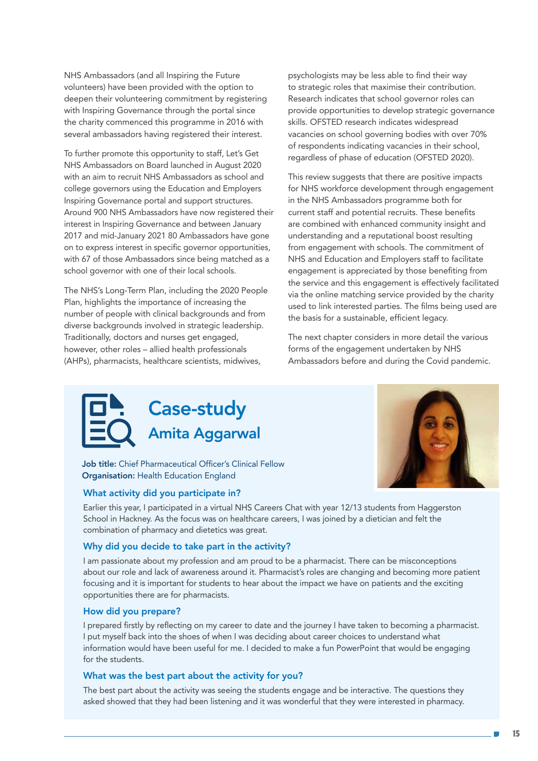NHS Ambassadors (and all Inspiring the Future volunteers) have been provided with the option to deepen their volunteering commitment by registering with Inspiring Governance through the portal since the charity commenced this programme in 2016 with several ambassadors having registered their interest.

To further promote this opportunity to staff, Let's Get NHS Ambassadors on Board launched in August 2020 with an aim to recruit NHS Ambassadors as school and college governors using the Education and Employers Inspiring Governance portal and support structures. Around 900 NHS Ambassadors have now registered their interest in Inspiring Governance and between January 2017 and mid-January 2021 80 Ambassadors have gone on to express interest in specific governor opportunities, with 67 of those Ambassadors since being matched as a school governor with one of their local schools.

The NHS's Long-Term Plan, including the 2020 People Plan, highlights the importance of increasing the number of people with clinical backgrounds and from diverse backgrounds involved in strategic leadership. Traditionally, doctors and nurses get engaged, however, other roles – allied health professionals (AHPs), pharmacists, healthcare scientists, midwives, psychologists may be less able to find their way to strategic roles that maximise their contribution. Research indicates that school governor roles can provide opportunities to develop strategic governance skills. OFSTED research indicates widespread vacancies on school governing bodies with over 70% of respondents indicating vacancies in their school, regardless of phase of education (OFSTED 2020).

This review suggests that there are positive impacts for NHS workforce development through engagement in the NHS Ambassadors programme both for current staff and potential recruits. These benefits are combined with enhanced community insight and understanding and a reputational boost resulting from engagement with schools. The commitment of NHS and Education and Employers staff to facilitate engagement is appreciated by those benefiting from the service and this engagement is effectively facilitated via the online matching service provided by the charity used to link interested parties. The films being used are the basis for a sustainable, efficient legacy.

The next chapter considers in more detail the various forms of the engagement undertaken by NHS Ambassadors before and during the Covid pandemic.

## Case-study
### Amita Aggarwal

**Job title:** Chief Pharmaceutical Officer's Clinical Fellow
**Organisation:** Health Education England

#### What activity did you participate in?

Earlier this year, I participated in a virtual NHS Careers Chat with year 12/13 students from Haggerston School in Hackney. As the focus was on healthcare careers, I was joined by a dietician and felt the combination of pharmacy and dietetics was great.

#### Why did you decide to take part in the activity?

I am passionate about my profession and am proud to be a pharmacist. There can be misconceptions about our role and lack of awareness around it. Pharmacist's roles are changing and becoming more patient focusing and it is important for students to hear about the impact we have on patients and the exciting opportunities there are for pharmacists.

#### How did you prepare?

I prepared firstly by reflecting on my career to date and the journey I have taken to becoming a pharmacist. I put myself back into the shoes of when I was deciding about career choices to understand what information would have been useful for me. I decided to make a fun PowerPoint that would be engaging for the students.

#### What was the best part about the activity for you?

The best part about the activity was seeing the students engage and be interactive. The questions they asked showed that they had been listening and it was wonderful that they were interested in pharmacy.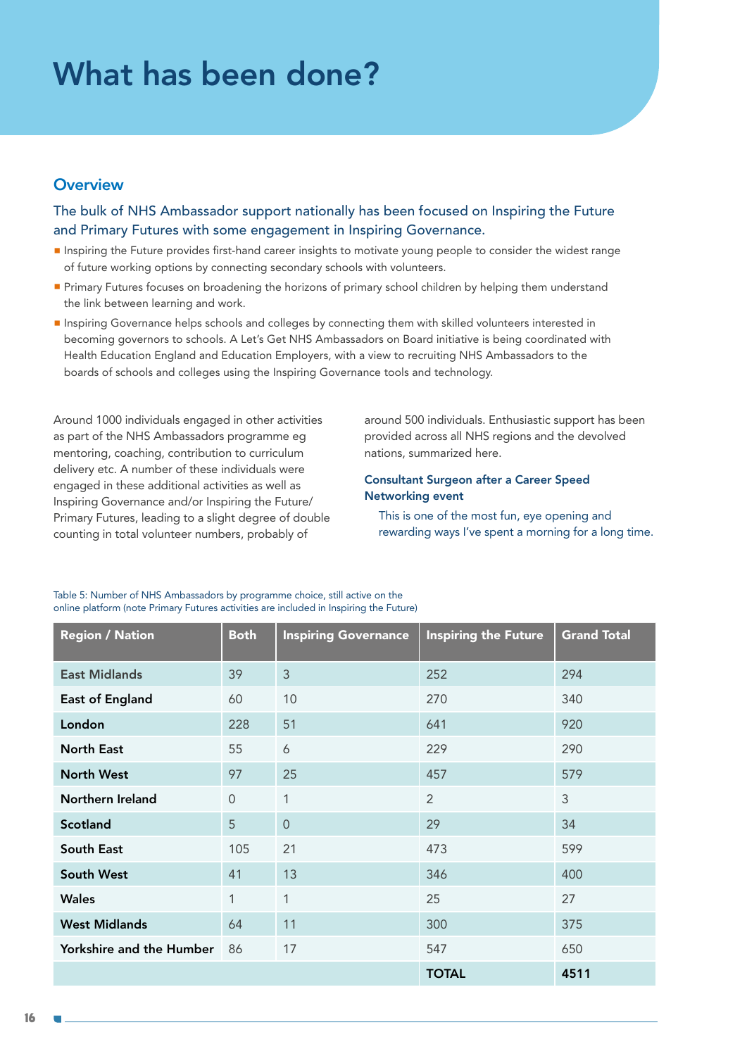# What has been done?

## Overview

### The bulk of NHS Ambassador support nationally has been focused on Inspiring the Future and Primary Futures with some engagement in Inspiring Governance.

- Inspiring the Future provides first-hand career insights to motivate young people to consider the widest range of future working options by connecting secondary schools with volunteers.
- Primary Futures focuses on broadening the horizons of primary school children by helping them understand the link between learning and work.
- Inspiring Governance helps schools and colleges by connecting them with skilled volunteers interested in becoming governors to schools. A Let's Get NHS Ambassadors on Board initiative is being coordinated with Health Education England and Education Employers, with a view to recruiting NHS Ambassadors to the boards of schools and colleges using the Inspiring Governance tools and technology.

Around 1000 individuals engaged in other activities as part of the NHS Ambassadors programme eg mentoring, coaching, contribution to curriculum delivery etc. A number of these individuals were engaged in these additional activities as well as Inspiring Governance and/or Inspiring the Future/Primary Futures, leading to a slight degree of double counting in total volunteer numbers, probably of around 500 individuals. Enthusiastic support has been provided across all NHS regions and the devolved nations, summarized here.

**Consultant Surgeon after a Career Speed Networking event**

> This is one of the most fun, eye opening and rewarding ways I've spent a morning for a long time.

Table 5: Number of NHS Ambassadors by programme choice, still active on the online platform (note Primary Futures activities are included in Inspiring the Future)

| Region / Nation | Both | Inspiring Governance | Inspiring the Future | Grand Total |
|---|---|---|---|---|
| East Midlands | 39 | 3 | 252 | 294 |
| East of England | 60 | 10 | 270 | 340 |
| London | 228 | 51 | 641 | 920 |
| North East | 55 | 6 | 229 | 290 |
| North West | 97 | 25 | 457 | 579 |
| Northern Ireland | 0 | 1 | 2 | 3 |
| Scotland | 5 | 0 | 29 | 34 |
| South East | 105 | 21 | 473 | 599 |
| South West | 41 | 13 | 346 | 400 |
| Wales | 1 | 1 | 25 | 27 |
| West Midlands | 64 | 11 | 300 | 375 |
| Yorkshire and the Humber | 86 | 17 | 547 | 650 |
| | | | **TOTAL** | **4511** |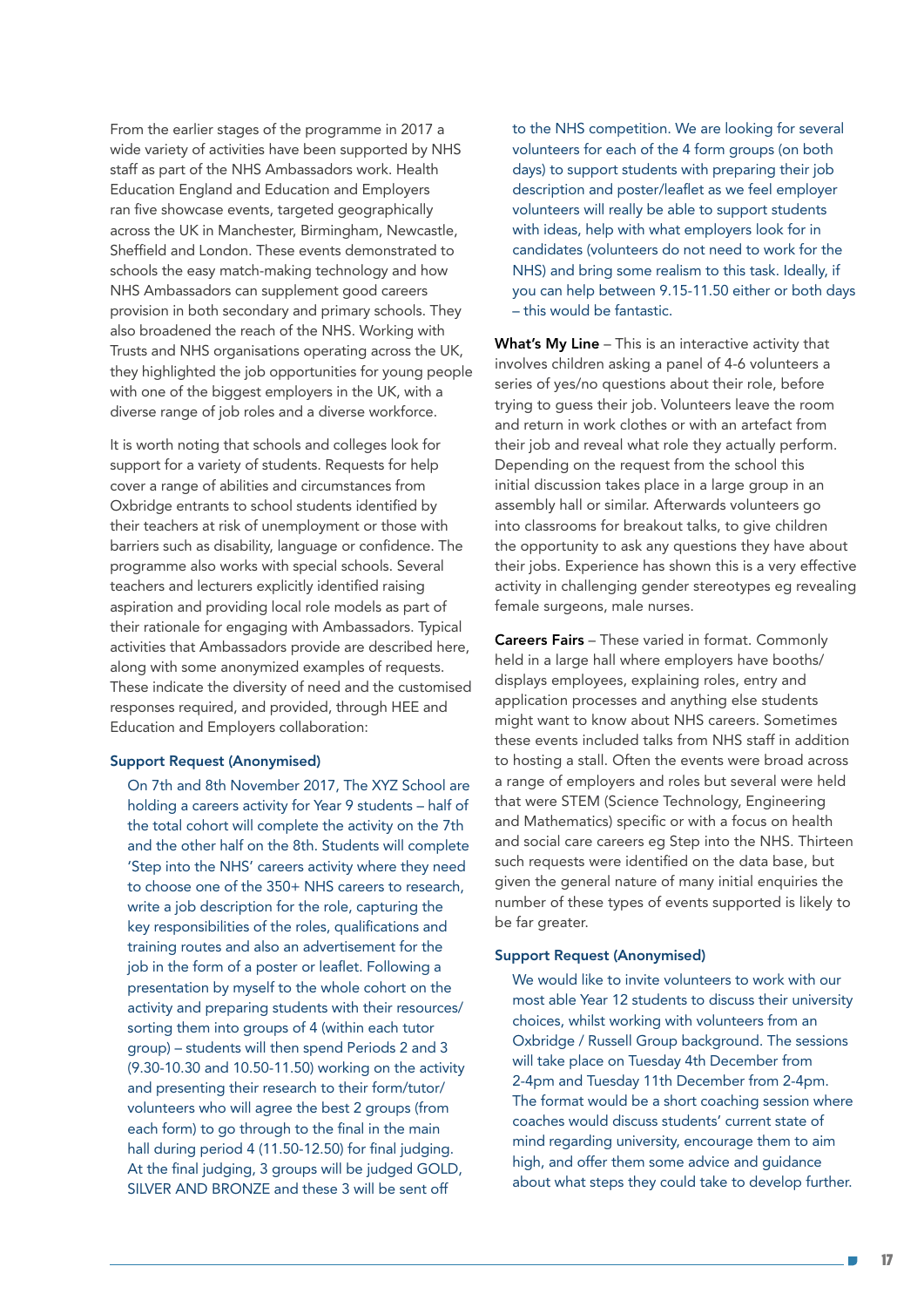From the earlier stages of the programme in 2017 a wide variety of activities have been supported by NHS staff as part of the NHS Ambassadors work. Health Education England and Education and Employers ran five showcase events, targeted geographically across the UK in Manchester, Birmingham, Newcastle, Sheffield and London. These events demonstrated to schools the easy match-making technology and how NHS Ambassadors can supplement good careers provision in both secondary and primary schools. They also broadened the reach of the NHS. Working with Trusts and NHS organisations operating across the UK, they highlighted the job opportunities for young people with one of the biggest employers in the UK, with a diverse range of job roles and a diverse workforce.

It is worth noting that schools and colleges look for support for a variety of students. Requests for help cover a range of abilities and circumstances from Oxbridge entrants to school students identified by their teachers at risk of unemployment or those with barriers such as disability, language or confidence. The programme also works with special schools. Several teachers and lecturers explicitly identified raising aspiration and providing local role models as part of their rationale for engaging with Ambassadors. Typical activities that Ambassadors provide are described here, along with some anonymized examples of requests. These indicate the diversity of need and the customised responses required, and provided, through HEE and Education and Employers collaboration:

### Support Request (Anonymised)

On 7th and 8th November 2017, The XYZ School are holding a careers activity for Year 9 students – half of the total cohort will complete the activity on the 7th and the other half on the 8th. Students will complete 'Step into the NHS' careers activity where they need to choose one of the 350+ NHS careers to research, write a job description for the role, capturing the key responsibilities of the roles, qualifications and training routes and also an advertisement for the job in the form of a poster or leaflet. Following a presentation by myself to the whole cohort on the activity and preparing students with their resources/sorting them into groups of 4 (within each tutor group) – students will then spend Periods 2 and 3 (9.30-10.30 and 10.50-11.50) working on the activity and presenting their research to their form/tutor/volunteers who will agree the best 2 groups (from each form) to go through to the final in the main hall during period 4 (11.50-12.50) for final judging. At the final judging, 3 groups will be judged GOLD, SILVER AND BRONZE and these 3 will be sent off to the NHS competition. We are looking for several volunteers for each of the 4 form groups (on both days) to support students with preparing their job description and poster/leaflet as we feel employer volunteers will really be able to support students with ideas, help with what employers look for in candidates (volunteers do not need to work for the NHS) and bring some realism to this task. Ideally, if you can help between 9.15-11.50 either or both days – this would be fantastic.

**What's My Line** – This is an interactive activity that involves children asking a panel of 4-6 volunteers a series of yes/no questions about their role, before trying to guess their job. Volunteers leave the room and return in work clothes or with an artefact from their job and reveal what role they actually perform. Depending on the request from the school this initial discussion takes place in a large group in an assembly hall or similar. Afterwards volunteers go into classrooms for breakout talks, to give children the opportunity to ask any questions they have about their jobs. Experience has shown this is a very effective activity in challenging gender stereotypes eg revealing female surgeons, male nurses.

**Careers Fairs** – These varied in format. Commonly held in a large hall where employers have booths/displays employees, explaining roles, entry and application processes and anything else students might want to know about NHS careers. Sometimes these events included talks from NHS staff in addition to hosting a stall. Often the events were broad across a range of employers and roles but several were held that were STEM (Science Technology, Engineering and Mathematics) specific or with a focus on health and social care careers eg Step into the NHS. Thirteen such requests were identified on the data base, but given the general nature of many initial enquiries the number of these types of events supported is likely to be far greater.

### Support Request (Anonymised)

We would like to invite volunteers to work with our most able Year 12 students to discuss their university choices, whilst working with volunteers from an Oxbridge / Russell Group background. The sessions will take place on Tuesday 4th December from 2-4pm and Tuesday 11th December from 2-4pm. The format would be a short coaching session where coaches would discuss students' current state of mind regarding university, encourage them to aim high, and offer them some advice and guidance about what steps they could take to develop further.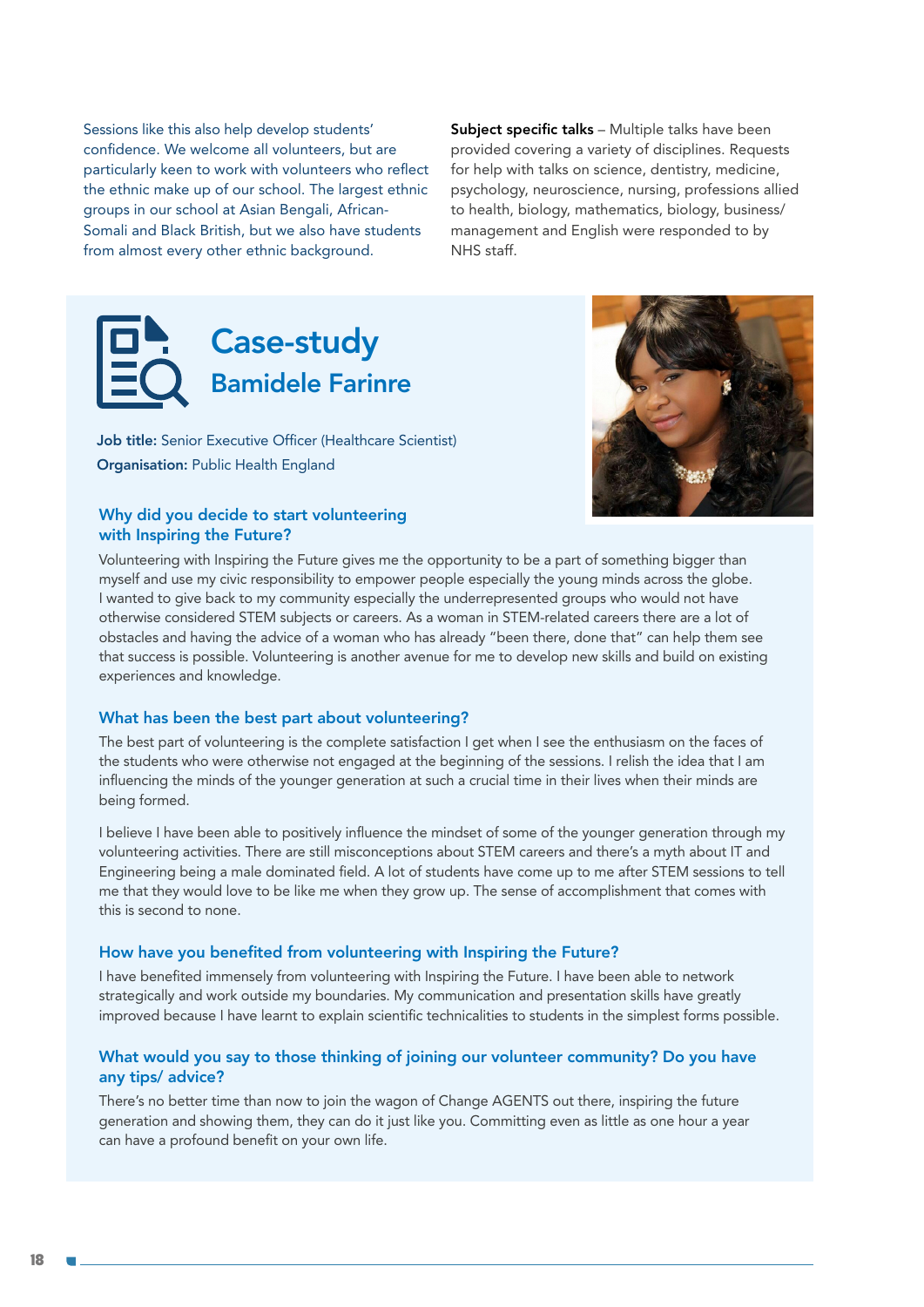Sessions like this also help develop students' confidence. We welcome all volunteers, but are particularly keen to work with volunteers who reflect the ethnic make up of our school. The largest ethnic groups in our school at Asian Bengali, African-Somali and Black British, but we also have students from almost every other ethnic background.

**Subject specific talks** – Multiple talks have been provided covering a variety of disciplines. Requests for help with talks on science, dentistry, medicine, psychology, neuroscience, nursing, professions allied to health, biology, mathematics, biology, business/ management and English were responded to by NHS staff.

## Case-study

### Bamidele Farinre

**Job title:** Senior Executive Officer (Healthcare Scientist)

**Organisation:** Public Health England

#### Why did you decide to start volunteering with Inspiring the Future?

Volunteering with Inspiring the Future gives me the opportunity to be a part of something bigger than myself and use my civic responsibility to empower people especially the young minds across the globe. I wanted to give back to my community especially the underrepresented groups who would not have otherwise considered STEM subjects or careers. As a woman in STEM-related careers there are a lot of obstacles and having the advice of a woman who has already "been there, done that" can help them see that success is possible. Volunteering is another avenue for me to develop new skills and build on existing experiences and knowledge.

#### What has been the best part about volunteering?

The best part of volunteering is the complete satisfaction I get when I see the enthusiasm on the faces of the students who were otherwise not engaged at the beginning of the sessions. I relish the idea that I am influencing the minds of the younger generation at such a crucial time in their lives when their minds are being formed.

I believe I have been able to positively influence the mindset of some of the younger generation through my volunteering activities. There are still misconceptions about STEM careers and there's a myth about IT and Engineering being a male dominated field. A lot of students have come up to me after STEM sessions to tell me that they would love to be like me when they grow up. The sense of accomplishment that comes with this is second to none.

#### How have you benefited from volunteering with Inspiring the Future?

I have benefited immensely from volunteering with Inspiring the Future. I have been able to network strategically and work outside my boundaries. My communication and presentation skills have greatly improved because I have learnt to explain scientific technicalities to students in the simplest forms possible.

#### What would you say to those thinking of joining our volunteer community? Do you have any tips/ advice?

There's no better time than now to join the wagon of Change AGENTS out there, inspiring the future generation and showing them, they can do it just like you. Committing even as little as one hour a year can have a profound benefit on your own life.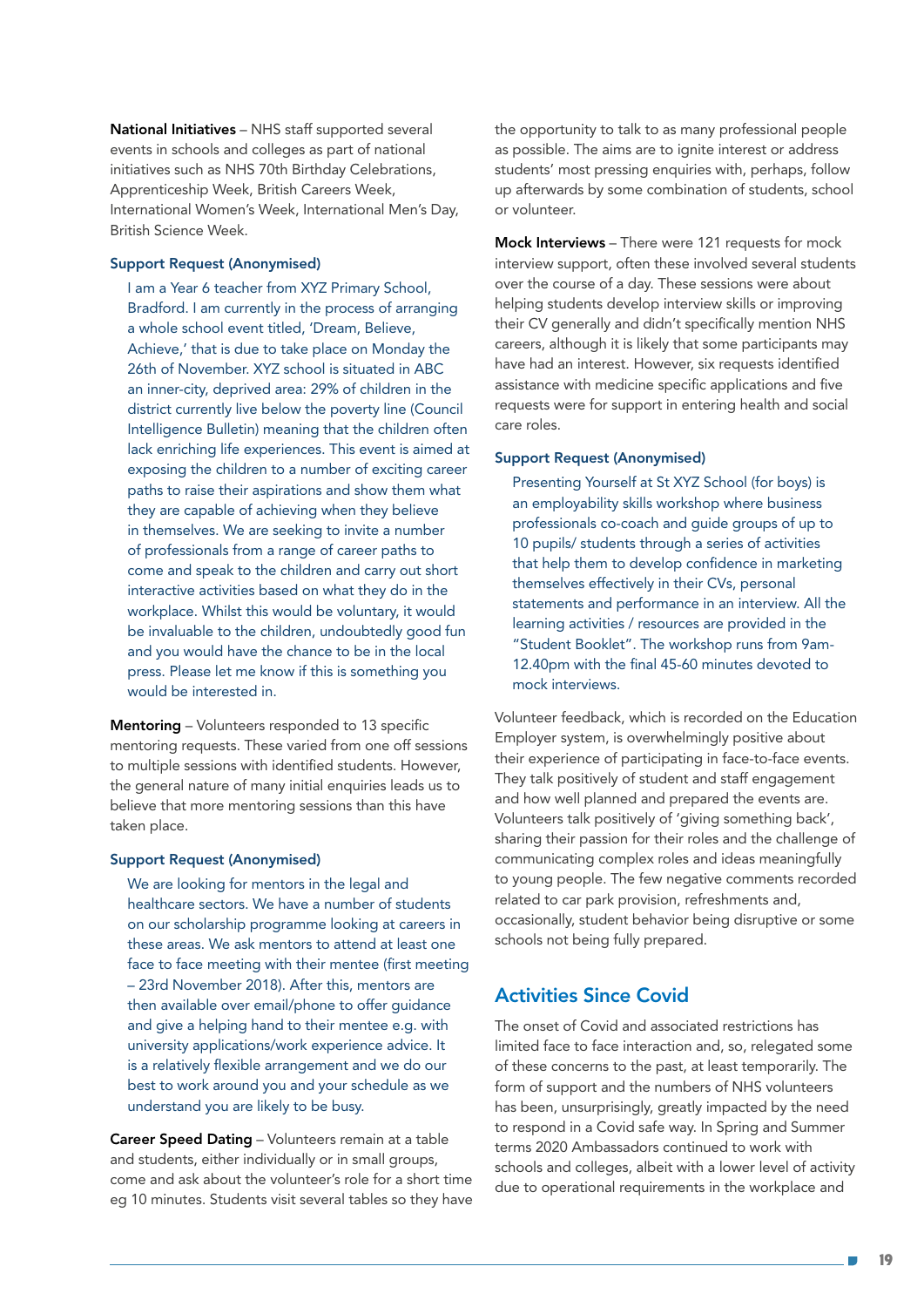**National Initiatives** – NHS staff supported several events in schools and colleges as part of national initiatives such as NHS 70th Birthday Celebrations, Apprenticeship Week, British Careers Week, International Women's Week, International Men's Day, British Science Week.

### Support Request (Anonymised)

> I am a Year 6 teacher from XYZ Primary School, Bradford. I am currently in the process of arranging a whole school event titled, 'Dream, Believe, Achieve,' that is due to take place on Monday the 26th of November. XYZ school is situated in ABC an inner-city, deprived area: 29% of children in the district currently live below the poverty line (Council Intelligence Bulletin) meaning that the children often lack enriching life experiences. This event is aimed at exposing the children to a number of exciting career paths to raise their aspirations and show them what they are capable of achieving when they believe in themselves. We are seeking to invite a number of professionals from a range of career paths to come and speak to the children and carry out short interactive activities based on what they do in the workplace. Whilst this would be voluntary, it would be invaluable to the children, undoubtedly good fun and you would have the chance to be in the local press. Please let me know if this is something you would be interested in.

**Mentoring** – Volunteers responded to 13 specific mentoring requests. These varied from one off sessions to multiple sessions with identified students. However, the general nature of many initial enquiries leads us to believe that more mentoring sessions than this have taken place.

### Support Request (Anonymised)

> We are looking for mentors in the legal and healthcare sectors. We have a number of students on our scholarship programme looking at careers in these areas. We ask mentors to attend at least one face to face meeting with their mentee (first meeting – 23rd November 2018). After this, mentors are then available over email/phone to offer guidance and give a helping hand to their mentee e.g. with university applications/work experience advice. It is a relatively flexible arrangement and we do our best to work around you and your schedule as we understand you are likely to be busy.

**Career Speed Dating** – Volunteers remain at a table and students, either individually or in small groups, come and ask about the volunteer's role for a short time eg 10 minutes. Students visit several tables so they have the opportunity to talk to as many professional people as possible. The aims are to ignite interest or address students' most pressing enquiries with, perhaps, follow up afterwards by some combination of students, school or volunteer.

**Mock Interviews** – There were 121 requests for mock interview support, often these involved several students over the course of a day. These sessions were about helping students develop interview skills or improving their CV generally and didn't specifically mention NHS careers, although it is likely that some participants may have had an interest. However, six requests identified assistance with medicine specific applications and five requests were for support in entering health and social care roles.

### Support Request (Anonymised)

> Presenting Yourself at St XYZ School (for boys) is an employability skills workshop where business professionals co-coach and guide groups of up to 10 pupils/ students through a series of activities that help them to develop confidence in marketing themselves effectively in their CVs, personal statements and performance in an interview. All the learning activities / resources are provided in the "Student Booklet". The workshop runs from 9am-12.40pm with the final 45-60 minutes devoted to mock interviews.

Volunteer feedback, which is recorded on the Education Employer system, is overwhelmingly positive about their experience of participating in face-to-face events. They talk positively of student and staff engagement and how well planned and prepared the events are. Volunteers talk positively of 'giving something back', sharing their passion for their roles and the challenge of communicating complex roles and ideas meaningfully to young people. The few negative comments recorded related to car park provision, refreshments and, occasionally, student behavior being disruptive or some schools not being fully prepared.

## Activities Since Covid

The onset of Covid and associated restrictions has limited face to face interaction and, so, relegated some of these concerns to the past, at least temporarily. The form of support and the numbers of NHS volunteers has been, unsurprisingly, greatly impacted by the need to respond in a Covid safe way. In Spring and Summer terms 2020 Ambassadors continued to work with schools and colleges, albeit with a lower level of activity due to operational requirements in the workplace and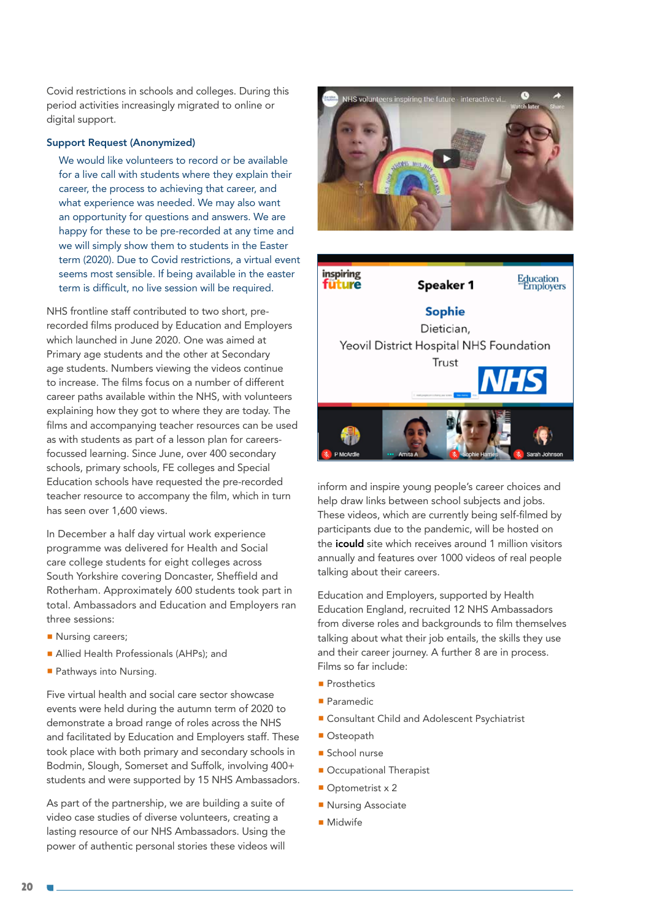Covid restrictions in schools and colleges. During this period activities increasingly migrated to online or digital support.

### Support Request (Anonymized)

> We would like volunteers to record or be available for a live call with students where they explain their career, the process to achieving that career, and what experience was needed. We may also want an opportunity for questions and answers. We are happy for these to be pre-recorded at any time and we will simply show them to students in the Easter term (2020). Due to Covid restrictions, a virtual event seems most sensible. If being available in the easter term is difficult, no live session will be required.

NHS frontline staff contributed to two short, pre-recorded films produced by Education and Employers which launched in June 2020. One was aimed at Primary age students and the other at Secondary age students. Numbers viewing the videos continue to increase. The films focus on a number of different career paths available within the NHS, with volunteers explaining how they got to where they are today. The films and accompanying teacher resources can be used as with students as part of a lesson plan for careers-focussed learning. Since June, over 400 secondary schools, primary schools, FE colleges and Special Education schools have requested the pre-recorded teacher resource to accompany the film, which in turn has seen over 1,600 views.

In December a half day virtual work experience programme was delivered for Health and Social care college students for eight colleges across South Yorkshire covering Doncaster, Sheffield and Rotherham. Approximately 600 students took part in total. Ambassadors and Education and Employers ran three sessions:

- Nursing careers;
- Allied Health Professionals (AHPs); and
- Pathways into Nursing.

Five virtual health and social care sector showcase events were held during the autumn term of 2020 to demonstrate a broad range of roles across the NHS and facilitated by Education and Employers staff. These took place with both primary and secondary schools in Bodmin, Slough, Somerset and Suffolk, involving 400+ students and were supported by 15 NHS Ambassadors.

As part of the partnership, we are building a suite of video case studies of diverse volunteers, creating a lasting resource of our NHS Ambassadors. Using the power of authentic personal stories these videos will inform and inspire young people's career choices and help draw links between school subjects and jobs. These videos, which are currently being self-filmed by participants due to the pandemic, will be hosted on the **icould** site which receives around 1 million visitors annually and features over 1000 videos of real people talking about their careers.

Education and Employers, supported by Health Education England, recruited 12 NHS Ambassadors from diverse roles and backgrounds to film themselves talking about what their job entails, the skills they use and their career journey. A further 8 are in process. Films so far include:

- Prosthetics
- Paramedic
- Consultant Child and Adolescent Psychiatrist
- Osteopath
- School nurse
- Occupational Therapist
- Optometrist x 2
- Nursing Associate
- Midwife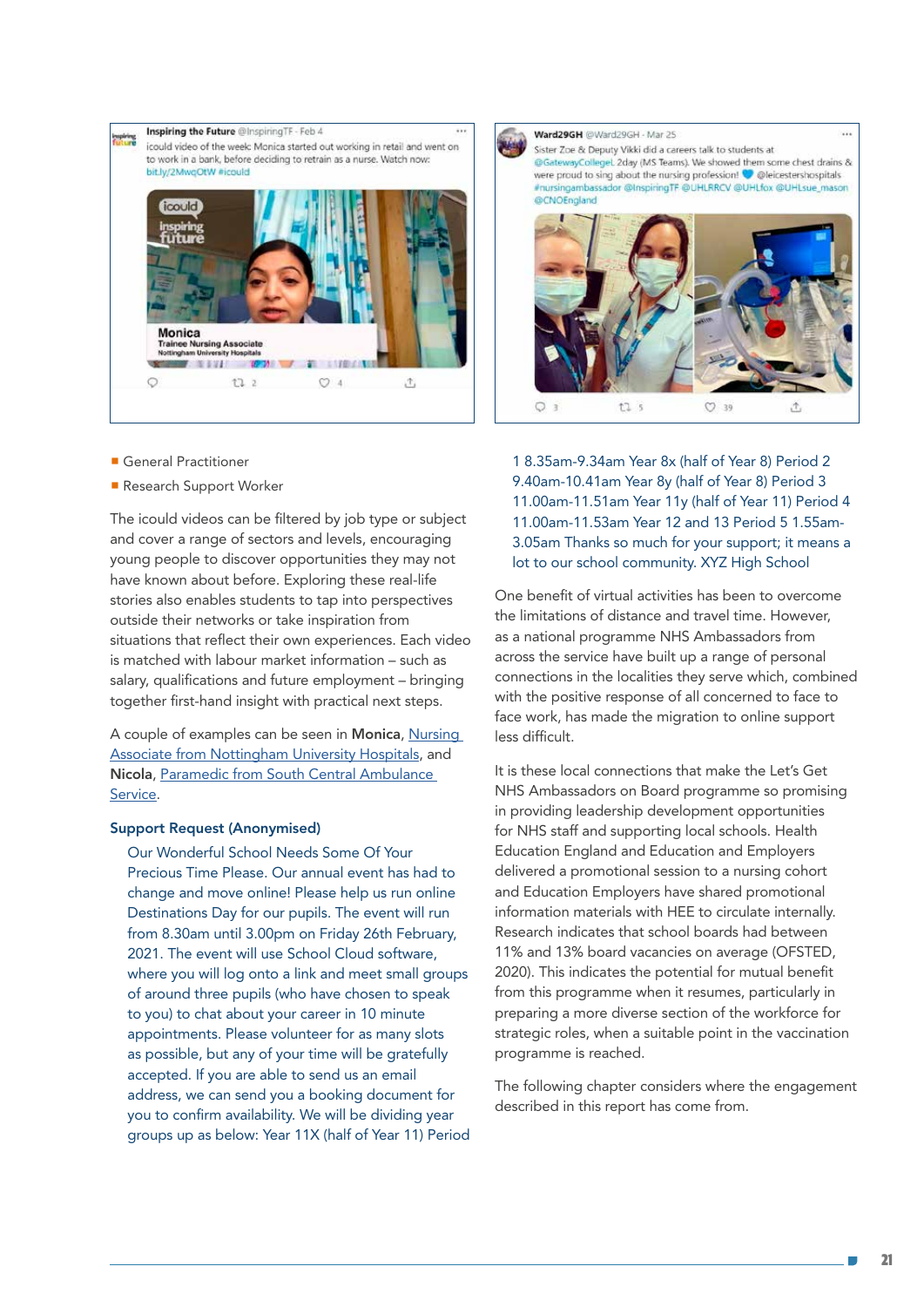Inspiring the Future @InspiringTF · Feb 4

icould video of the week: Monica started out working in retail and went on to work in a bank, before deciding to retrain as a nurse. Watch now: bit.ly/2MwqOtW #icould

Ward29GH @Ward29GH · Mar 25

Sister Zoe & Deputy Vikki did a careers talk to students at @GatewayCollegeL 2day (MS Teams). We showed them some chest drains & were proud to sing about the nursing profession! 💙 @leicestershospitals #nursingambassador @InspiringTF @UHLRRCV @UHLfox @UHLsue_mason @CNOEngland

- General Practitioner
- Research Support Worker

The icould videos can be filtered by job type or subject and cover a range of sectors and levels, encouraging young people to discover opportunities they may not have known about before. Exploring these real-life stories also enables students to tap into perspectives outside their networks or take inspiration from situations that reflect their own experiences. Each video is matched with labour market information – such as salary, qualifications and future employment – bringing together first-hand insight with practical next steps.

A couple of examples can be seen in **Monica**, Nursing Associate from Nottingham University Hospitals, and **Nicola**, Paramedic from South Central Ambulance Service.

### Support Request (Anonymised)

> Our Wonderful School Needs Some Of Your Precious Time Please. Our annual event has had to change and move online! Please help us run online Destinations Day for our pupils. The event will run from 8.30am until 3.00pm on Friday 26th February, 2021. The event will use School Cloud software, where you will log onto a link and meet small groups of around three pupils (who have chosen to speak to you) to chat about your career in 10 minute appointments. Please volunteer for as many slots as possible, but any of your time will be gratefully accepted. If you are able to send us an email address, we can send you a booking document for you to confirm availability. We will be dividing year groups up as below: Year 11X (half of Year 11) Period 1 8.35am-9.34am Year 8x (half of Year 8) Period 2 9.40am-10.41am Year 8y (half of Year 8) Period 3 11.00am-11.51am Year 11y (half of Year 11) Period 4 11.00am-11.53am Year 12 and 13 Period 5 1.55am-3.05am Thanks so much for your support; it means a lot to our school community. XYZ High School

One benefit of virtual activities has been to overcome the limitations of distance and travel time. However, as a national programme NHS Ambassadors from across the service have built up a range of personal connections in the localities they serve which, combined with the positive response of all concerned to face to face work, has made the migration to online support less difficult.

It is these local connections that make the Let's Get NHS Ambassadors on Board programme so promising in providing leadership development opportunities for NHS staff and supporting local schools. Health Education England and Education and Employers delivered a promotional session to a nursing cohort and Education Employers have shared promotional information materials with HEE to circulate internally. Research indicates that school boards had between 11% and 13% board vacancies on average (OFSTED, 2020). This indicates the potential for mutual benefit from this programme when it resumes, particularly in preparing a more diverse section of the workforce for strategic roles, when a suitable point in the vaccination programme is reached.

The following chapter considers where the engagement described in this report has come from.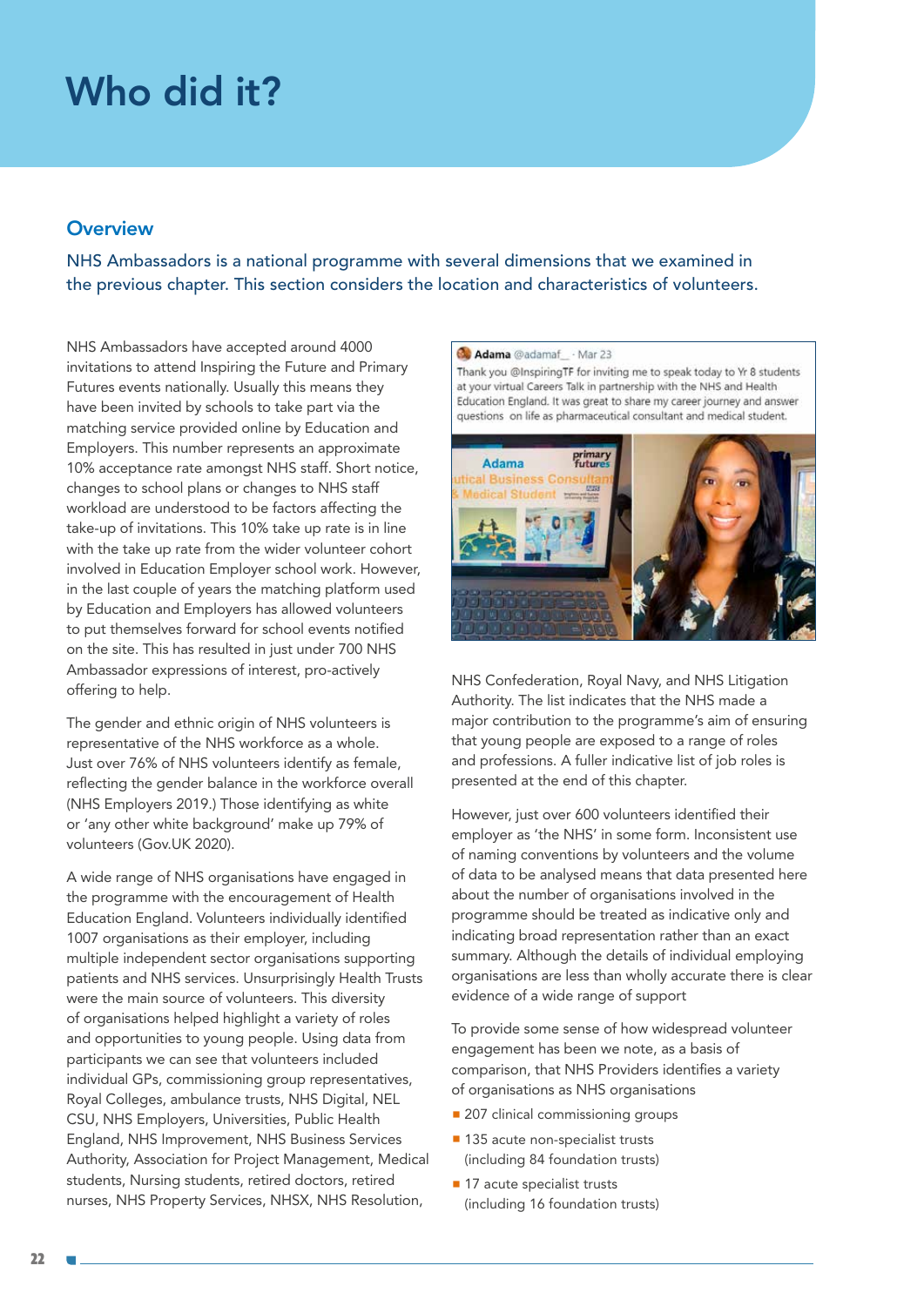# Who did it?

## Overview

NHS Ambassadors is a national programme with several dimensions that we examined in the previous chapter. This section considers the location and characteristics of volunteers.

NHS Ambassadors have accepted around 4000 invitations to attend Inspiring the Future and Primary Futures events nationally. Usually this means they have been invited by schools to take part via the matching service provided online by Education and Employers. This number represents an approximate 10% acceptance rate amongst NHS staff. Short notice, changes to school plans or changes to NHS staff workload are understood to be factors affecting the take-up of invitations. This 10% take up rate is in line with the take up rate from the wider volunteer cohort involved in Education Employer school work. However, in the last couple of years the matching platform used by Education and Employers has allowed volunteers to put themselves forward for school events notified on the site. This has resulted in just under 700 NHS Ambassador expressions of interest, pro-actively offering to help.

The gender and ethnic origin of NHS volunteers is representative of the NHS workforce as a whole. Just over 76% of NHS volunteers identify as female, reflecting the gender balance in the workforce overall (NHS Employers 2019.) Those identifying as white or 'any other white background' make up 79% of volunteers (Gov.UK 2020).

A wide range of NHS organisations have engaged in the programme with the encouragement of Health Education England. Volunteers individually identified 1007 organisations as their employer, including multiple independent sector organisations supporting patients and NHS services. Unsurprisingly Health Trusts were the main source of volunteers. This diversity of organisations helped highlight a variety of roles and opportunities to young people. Using data from participants we can see that volunteers included individual GPs, commissioning group representatives, Royal Colleges, ambulance trusts, NHS Digital, NEL CSU, NHS Employers, Universities, Public Health England, NHS Improvement, NHS Business Services Authority, Association for Project Management, Medical students, Nursing students, retired doctors, retired nurses, NHS Property Services, NHSX, NHS Resolution, NHS Confederation, Royal Navy, and NHS Litigation Authority. The list indicates that the NHS made a major contribution to the programme's aim of ensuring that young people are exposed to a range of roles and professions. A fuller indicative list of job roles is presented at the end of this chapter.

> **Adama** @adamaf_ · Mar 23
> Thank you @InspiringTF for inviting me to speak today to Yr 8 students at your virtual Careers Talk in partnership with the NHS and Health Education England. It was great to share my career journey and answer questions on life as pharmaceutical consultant and medical student.

However, just over 600 volunteers identified their employer as 'the NHS' in some form. Inconsistent use of naming conventions by volunteers and the volume of data to be analysed means that data presented here about the number of organisations involved in the programme should be treated as indicative only and indicating broad representation rather than an exact summary. Although the details of individual employing organisations are less than wholly accurate there is clear evidence of a wide range of support

To provide some sense of how widespread volunteer engagement has been we note, as a basis of comparison, that NHS Providers identifies a variety of organisations as NHS organisations

- 207 clinical commissioning groups
- 135 acute non-specialist trusts (including 84 foundation trusts)
- 17 acute specialist trusts (including 16 foundation trusts)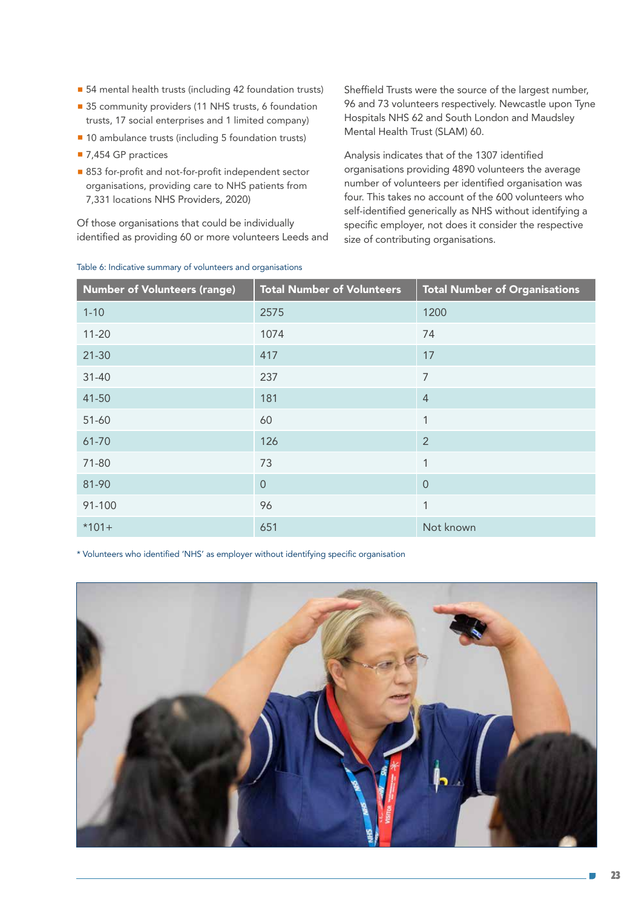- 54 mental health trusts (including 42 foundation trusts)
- 35 community providers (11 NHS trusts, 6 foundation trusts, 17 social enterprises and 1 limited company)
- 10 ambulance trusts (including 5 foundation trusts)
- 7,454 GP practices
- 853 for-profit and not-for-profit independent sector organisations, providing care to NHS patients from 7,331 locations NHS Providers, 2020)

Of those organisations that could be individually identified as providing 60 or more volunteers Leeds and Sheffield Trusts were the source of the largest number, 96 and 73 volunteers respectively. Newcastle upon Tyne Hospitals NHS 62 and South London and Maudsley Mental Health Trust (SLAM) 60.

Analysis indicates that of the 1307 identified organisations providing 4890 volunteers the average number of volunteers per identified organisation was four. This takes no account of the 600 volunteers who self-identified generically as NHS without identifying a specific employer, not does it consider the respective size of contributing organisations.

Table 6: Indicative summary of volunteers and organisations

| Number of Volunteers (range) | Total Number of Volunteers | Total Number of Organisations |
|---|---|---|
| 1-10 | 2575 | 1200 |
| 11-20 | 1074 | 74 |
| 21-30 | 417 | 17 |
| 31-40 | 237 | 7 |
| 41-50 | 181 | 4 |
| 51-60 | 60 | 1 |
| 61-70 | 126 | 2 |
| 71-80 | 73 | 1 |
| 81-90 | 0 | 0 |
| 91-100 | 96 | 1 |
| *101+ | 651 | Not known |

* Volunteers who identified 'NHS' as employer without identifying specific organisation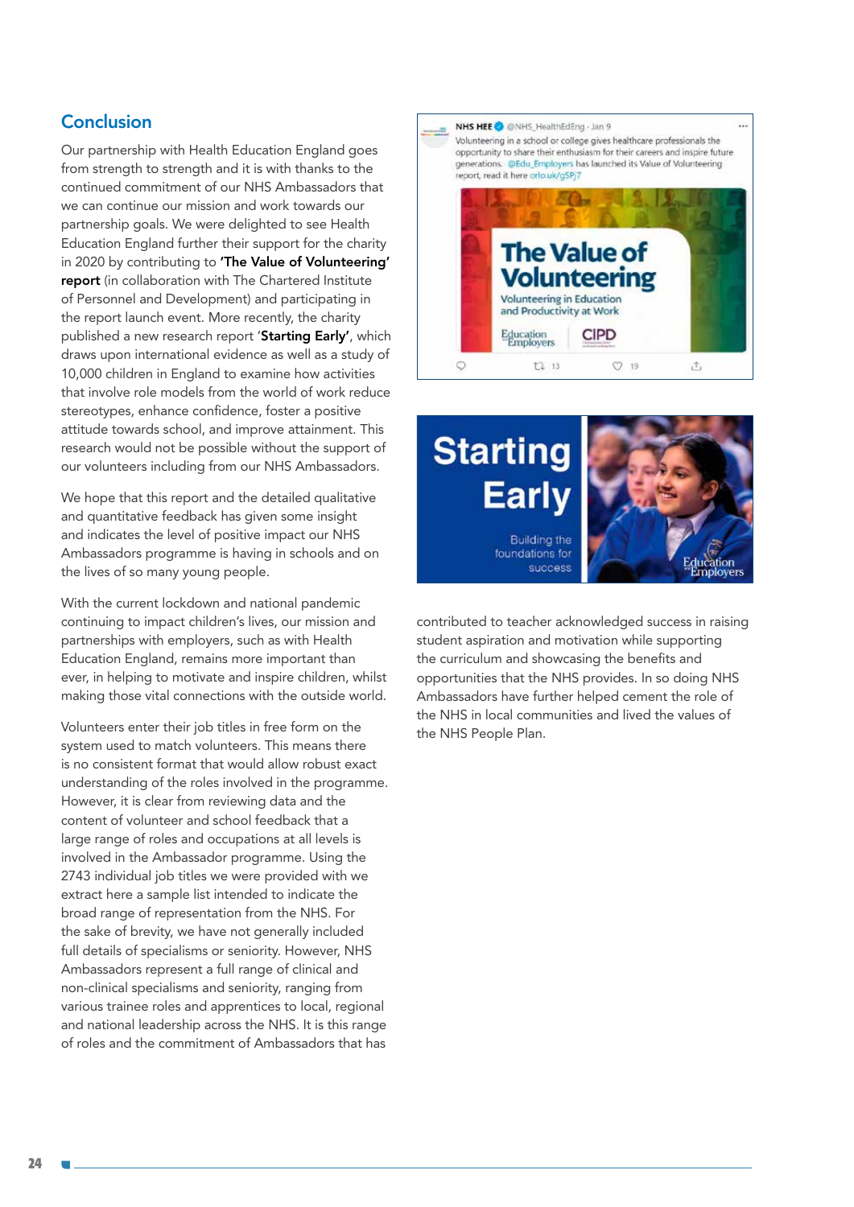## Conclusion

Our partnership with Health Education England goes from strength to strength and it is with thanks to the continued commitment of our NHS Ambassadors that we can continue our mission and work towards our partnership goals. We were delighted to see Health Education England further their support for the charity in 2020 by contributing to **'The Value of Volunteering' report** (in collaboration with The Chartered Institute of Personnel and Development) and participating in the report launch event. More recently, the charity published a new research report '**Starting Early**', which draws upon international evidence as well as a study of 10,000 children in England to examine how activities that involve role models from the world of work reduce stereotypes, enhance confidence, foster a positive attitude towards school, and improve attainment. This research would not be possible without the support of our volunteers including from our NHS Ambassadors.

We hope that this report and the detailed qualitative and quantitative feedback has given some insight and indicates the level of positive impact our NHS Ambassadors programme is having in schools and on the lives of so many young people.

With the current lockdown and national pandemic continuing to impact children's lives, our mission and partnerships with employers, such as with Health Education England, remains more important than ever, in helping to motivate and inspire children, whilst making those vital connections with the outside world.

Volunteers enter their job titles in free form on the system used to match volunteers. This means there is no consistent format that would allow robust exact understanding of the roles involved in the programme. However, it is clear from reviewing data and the content of volunteer and school feedback that a large range of roles and occupations at all levels is involved in the Ambassador programme. Using the 2743 individual job titles we were provided with we extract here a sample list intended to indicate the broad range of representation from the NHS. For the sake of brevity, we have not generally included full details of specialisms or seniority. However, NHS Ambassadors represent a full range of clinical and non-clinical specialisms and seniority, ranging from various trainee roles and apprentices to local, regional and national leadership across the NHS. It is this range of roles and the commitment of Ambassadors that has contributed to teacher acknowledged success in raising student aspiration and motivation while supporting the curriculum and showcasing the benefits and opportunities that the NHS provides. In so doing NHS Ambassadors have further helped cement the role of the NHS in local communities and lived the values of the NHS People Plan.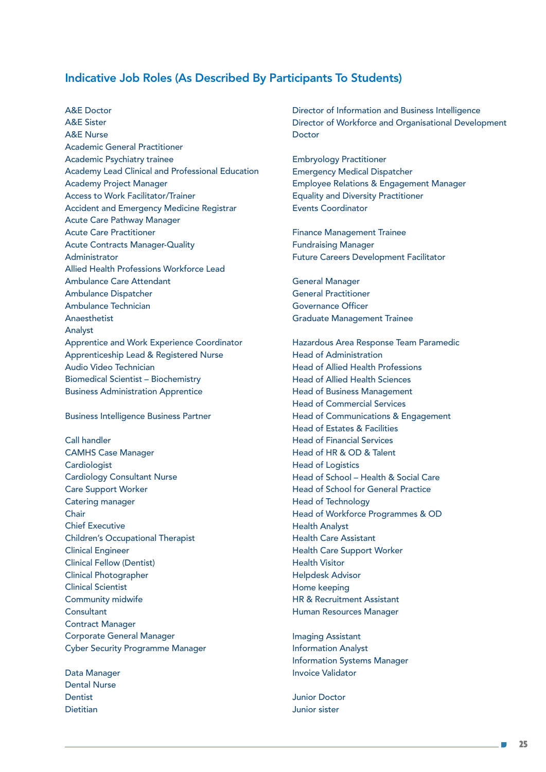## Indicative Job Roles (As Described By Participants To Students)

A&E Doctor
A&E Sister
A&E Nurse
Academic General Practitioner
Academic Psychiatry trainee
Academy Lead Clinical and Professional Education
Academy Project Manager
Access to Work Facilitator/Trainer
Accident and Emergency Medicine Registrar
Acute Care Pathway Manager
Acute Care Practitioner
Acute Contracts Manager-Quality
Administrator
Allied Health Professions Workforce Lead
Ambulance Care Attendant
Ambulance Dispatcher
Ambulance Technician
Anaesthetist
Analyst
Apprentice and Work Experience Coordinator
Apprenticeship Lead & Registered Nurse
Audio Video Technician
Biomedical Scientist – Biochemistry
Business Administration Apprentice

Business Intelligence Business Partner

Call handler
CAMHS Case Manager
Cardiologist
Cardiology Consultant Nurse
Care Support Worker
Catering manager
Chair
Chief Executive
Children's Occupational Therapist
Clinical Engineer
Clinical Fellow (Dentist)
Clinical Photographer
Clinical Scientist
Community midwife
Consultant
Contract Manager
Corporate General Manager
Cyber Security Programme Manager

Data Manager
Dental Nurse
Dentist
Dietitian

Director of Information and Business Intelligence
Director of Workforce and Organisational Development
Doctor

Embryology Practitioner
Emergency Medical Dispatcher
Employee Relations & Engagement Manager
Equality and Diversity Practitioner
Events Coordinator

Finance Management Trainee
Fundraising Manager
Future Careers Development Facilitator

General Manager
General Practitioner
Governance Officer
Graduate Management Trainee

Hazardous Area Response Team Paramedic
Head of Administration
Head of Allied Health Professions
Head of Allied Health Sciences
Head of Business Management
Head of Commercial Services
Head of Communications & Engagement
Head of Estates & Facilities
Head of Financial Services
Head of HR & OD & Talent
Head of Logistics
Head of School – Health & Social Care
Head of School for General Practice
Head of Technology
Head of Workforce Programmes & OD
Health Analyst
Health Care Assistant
Health Care Support Worker
Health Visitor
Helpdesk Advisor
Home keeping
HR & Recruitment Assistant
Human Resources Manager

Imaging Assistant
Information Analyst
Information Systems Manager
Invoice Validator

Junior Doctor
Junior sister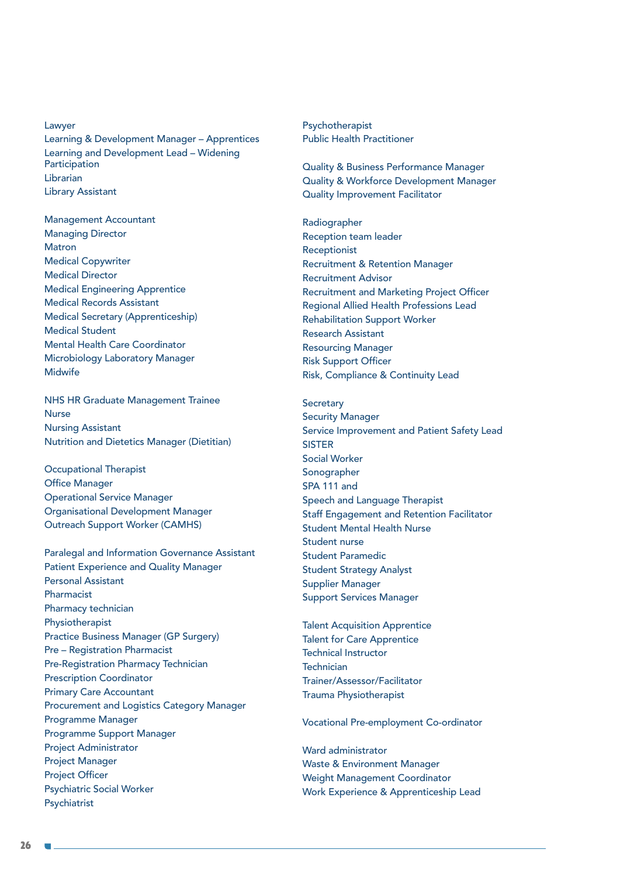Lawyer
Learning & Development Manager – Apprentices
Learning and Development Lead – Widening Participation
Librarian
Library Assistant

Management Accountant
Managing Director
Matron
Medical Copywriter
Medical Director
Medical Engineering Apprentice
Medical Records Assistant
Medical Secretary (Apprenticeship)
Medical Student
Mental Health Care Coordinator
Microbiology Laboratory Manager
Midwife

NHS HR Graduate Management Trainee
Nurse
Nursing Assistant
Nutrition and Dietetics Manager (Dietitian)

Occupational Therapist
Office Manager
Operational Service Manager
Organisational Development Manager
Outreach Support Worker (CAMHS)

Paralegal and Information Governance Assistant
Patient Experience and Quality Manager
Personal Assistant
Pharmacist
Pharmacy technician
Physiotherapist
Practice Business Manager (GP Surgery)
Pre – Registration Pharmacist
Pre-Registration Pharmacy Technician
Prescription Coordinator
Primary Care Accountant
Procurement and Logistics Category Manager
Programme Manager
Programme Support Manager
Project Administrator
Project Manager
Project Officer
Psychiatric Social Worker
Psychiatrist
Psychotherapist
Public Health Practitioner

Quality & Business Performance Manager
Quality & Workforce Development Manager
Quality Improvement Facilitator

Radiographer
Reception team leader
Receptionist
Recruitment & Retention Manager
Recruitment Advisor
Recruitment and Marketing Project Officer
Regional Allied Health Professions Lead
Rehabilitation Support Worker
Research Assistant
Resourcing Manager
Risk Support Officer
Risk, Compliance & Continuity Lead

Secretary
Security Manager
Service Improvement and Patient Safety Lead
SISTER
Social Worker
Sonographer
SPA 111 and
Speech and Language Therapist
Staff Engagement and Retention Facilitator
Student Mental Health Nurse
Student nurse
Student Paramedic
Student Strategy Analyst
Supplier Manager
Support Services Manager

Talent Acquisition Apprentice
Talent for Care Apprentice
Technical Instructor
Technician
Trainer/Assessor/Facilitator
Trauma Physiotherapist

Vocational Pre-employment Co-ordinator

Ward administrator
Waste & Environment Manager
Weight Management Coordinator
Work Experience & Apprenticeship Lead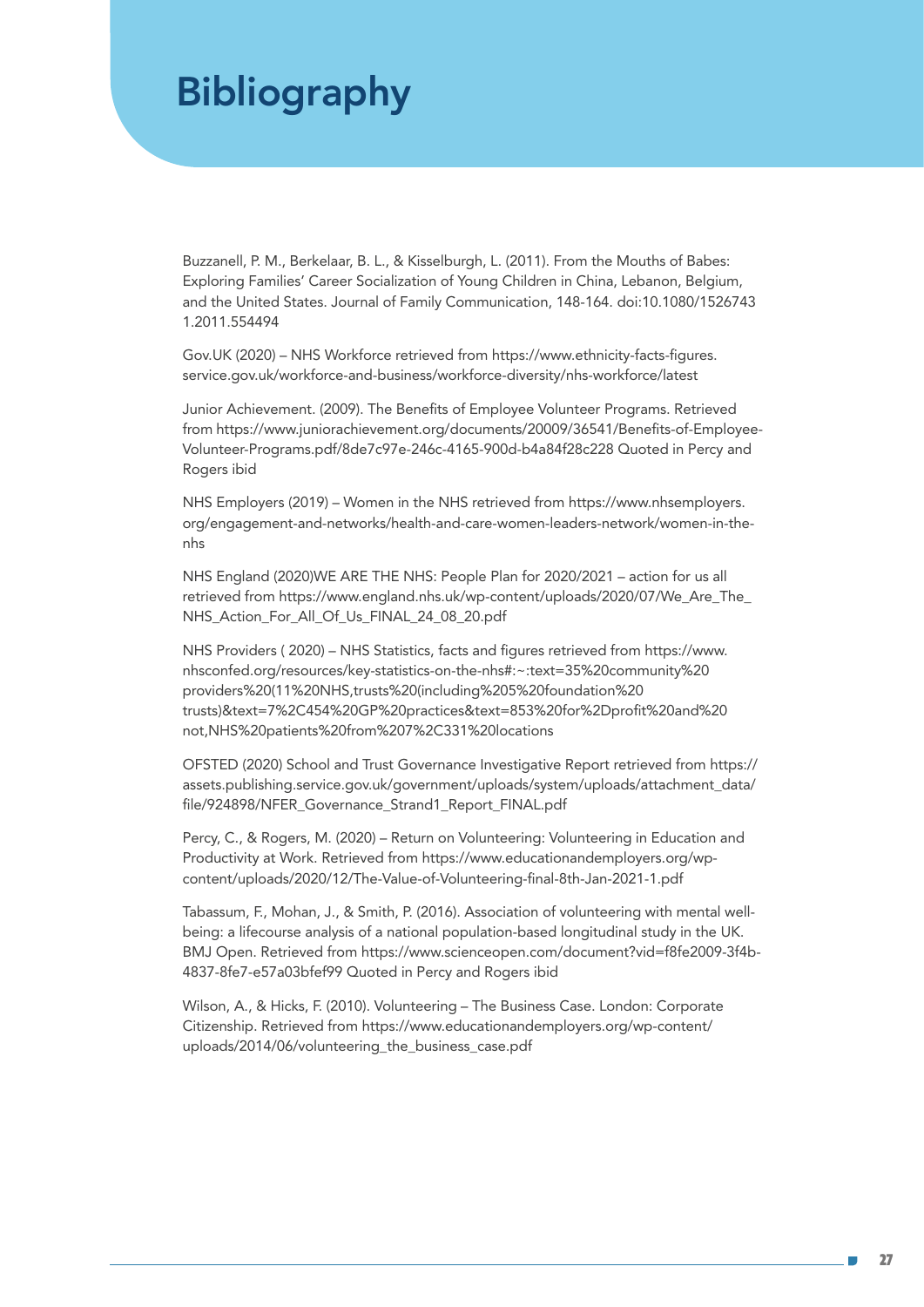# Bibliography

Buzzanell, P. M., Berkelaar, B. L., & Kisselburgh, L. (2011). From the Mouths of Babes: Exploring Families' Career Socialization of Young Children in China, Lebanon, Belgium, and the United States. Journal of Family Communication, 148-164. doi:10.1080/15267431.2011.554494

Gov.UK (2020) – NHS Workforce retrieved from https://www.ethnicity-facts-figures.service.gov.uk/workforce-and-business/workforce-diversity/nhs-workforce/latest

Junior Achievement. (2009). The Benefits of Employee Volunteer Programs. Retrieved from https://www.juniorachievement.org/documents/20009/36541/Benefits-of-Employee-Volunteer-Programs.pdf/8de7c97e-246c-4165-900d-b4a84f28c228 Quoted in Percy and Rogers ibid

NHS Employers (2019) – Women in the NHS retrieved from https://www.nhsemployers.org/engagement-and-networks/health-and-care-women-leaders-network/women-in-the-nhs

NHS England (2020)WE ARE THE NHS: People Plan for 2020/2021 – action for us all retrieved from https://www.england.nhs.uk/wp-content/uploads/2020/07/We_Are_The_NHS_Action_For_All_Of_Us_FINAL_24_08_20.pdf

NHS Providers ( 2020) – NHS Statistics, facts and figures retrieved from https://www.nhsconfed.org/resources/key-statistics-on-the-nhs#:~:text=35%20community%20providers%20(11%20NHS,trusts%20(including%205%20foundation%20trusts)&text=7%2C454%20GP%20practices&text=853%20for%2Dprofit%20and%20not,NHS%20patients%20from%207%2C331%20locations

OFSTED (2020) School and Trust Governance Investigative Report retrieved from https://assets.publishing.service.gov.uk/government/uploads/system/uploads/attachment_data/file/924898/NFER_Governance_Strand1_Report_FINAL.pdf

Percy, C., & Rogers, M. (2020) – Return on Volunteering: Volunteering in Education and Productivity at Work. Retrieved from https://www.educationandemployers.org/wp-content/uploads/2020/12/The-Value-of-Volunteering-final-8th-Jan-2021-1.pdf

Tabassum, F., Mohan, J., & Smith, P. (2016). Association of volunteering with mental well-being: a lifecourse analysis of a national population-based longitudinal study in the UK. BMJ Open. Retrieved from https://www.scienceopen.com/document?vid=f8fe2009-3f4b-4837-8fe7-e57a03bfef99 Quoted in Percy and Rogers ibid

Wilson, A., & Hicks, F. (2010). Volunteering – The Business Case. London: Corporate Citizenship. Retrieved from https://www.educationandemployers.org/wp-content/uploads/2014/06/volunteering_the_business_case.pdf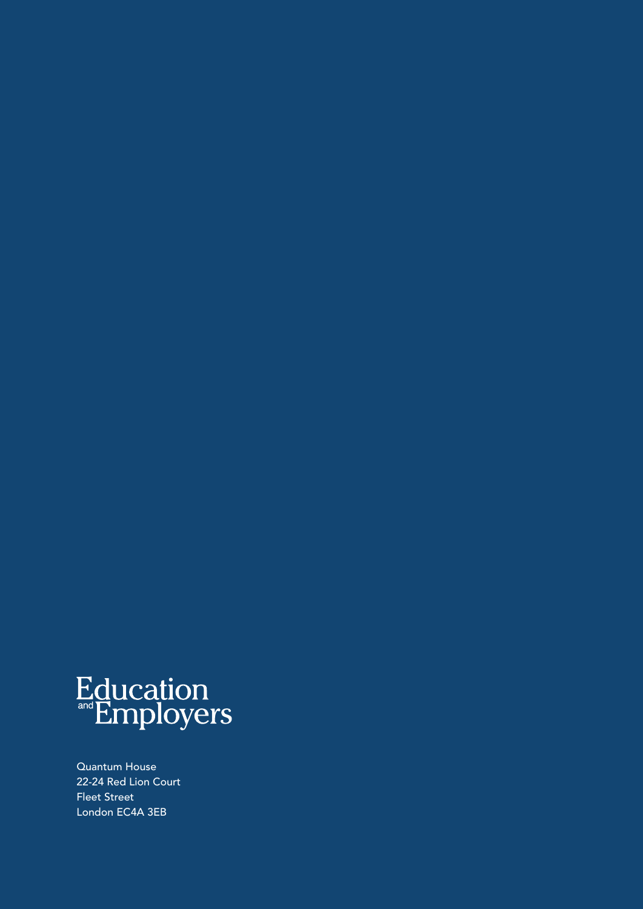Education and Employers

Quantum House
22-24 Red Lion Court
Fleet Street
London EC4A 3EB